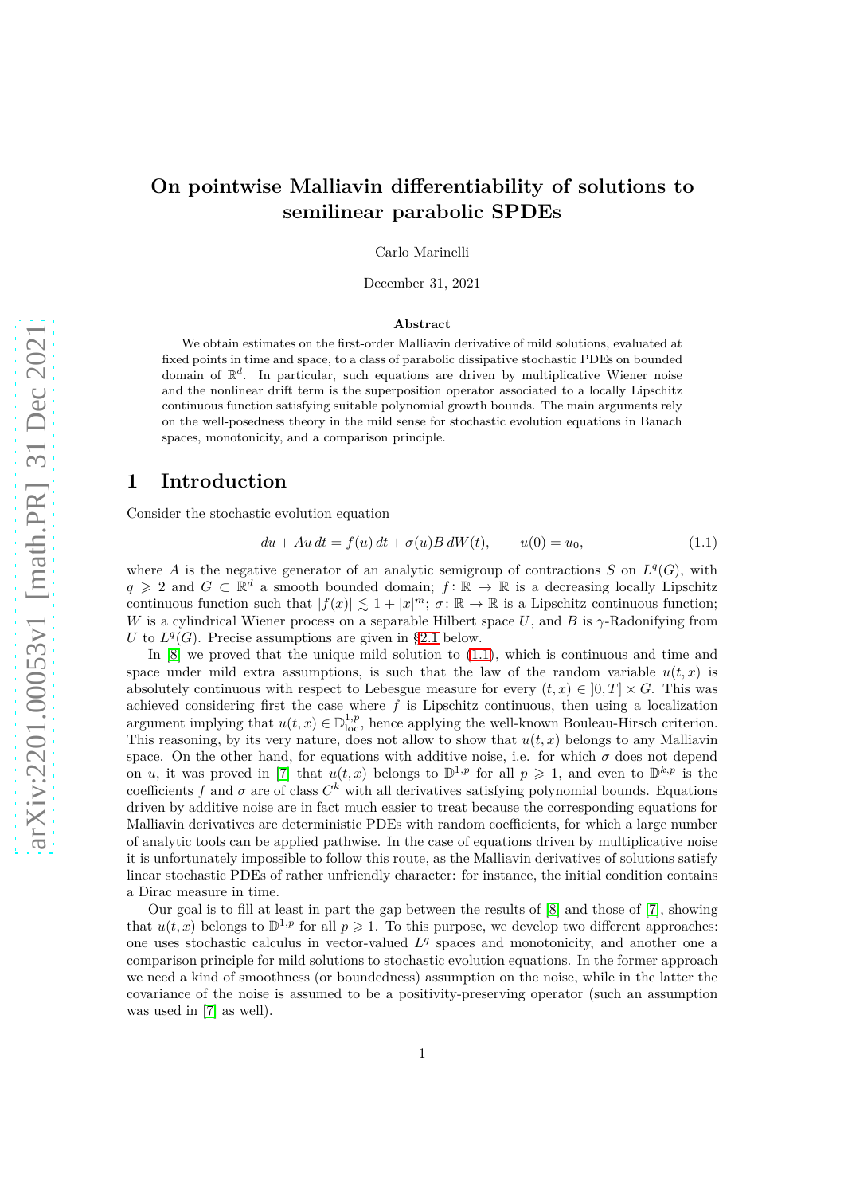# On pointwise Malliavin differentiability of solutions to semilinear parabolic SPDEs

Carlo Marinelli

December 31, 2021

### Abstract

We obtain estimates on the first-order Malliavin derivative of mild solutions, evaluated at fixed points in time and space, to a class of parabolic dissipative stochastic PDEs on bounded domain of $\mathbb{R}^d$. In particular, such equations are driven by multiplicative Wiener noise and the nonlinear drift term is the superposition operator associated to a locally Lipschitz continuous function satisfying suitable polynomial growth bounds. The main arguments rely on the well-posedness theory in the mild sense for stochastic evolution equations in Banach spaces, monotonicity, and a comparison principle.

## 1 Introduction

Consider the stochastic evolution equation

$$du + Au\,dt = f(u)\,dt + \sigma(u)B\,dW(t), \qquad u(0) = u_0, \tag{1.1}$$

where $A$ is the negative generator of an analytic semigroup of contractions $S$ on $L^q(G)$, with $q \geqslant 2$ and $G \subset \mathbb{R}^d$ a smooth bounded domain; $f\colon \mathbb{R} \to \mathbb{R}$ is a decreasing locally Lipschitz continuous function such that $|f(x)| \lesssim 1 + |x|^m$; $\sigma\colon \mathbb{R} \to \mathbb{R}$ is a Lipschitz continuous function; $W$ is a cylindrical Wiener process on a separable Hilbert space $U$, and $B$ is $\gamma$-Radonifying from $U$ to $L^q(G)$. Precise assumptions are given in §2.1 below.

In [8] we proved that the unique mild solution to (1.1), which is continuous and time and space under mild extra assumptions, is such that the law of the random variable $u(t,x)$ is absolutely continuous with respect to Lebesgue measure for every $(t,x) \in \,]0,T] \times G$. This was achieved considering first the case where $f$ is Lipschitz continuous, then using a localization argument implying that $u(t,x) \in \mathbb{D}^{1,p}_{\mathrm{loc}}$, hence applying the well-known Bouleau-Hirsch criterion. This reasoning, by its very nature, does not allow to show that $u(t,x)$ belongs to any Malliavin space. On the other hand, for equations with additive noise, i.e. for which $\sigma$ does not depend on $u$, it was proved in [7] that $u(t,x)$ belongs to $\mathbb{D}^{1,p}$ for all $p \geqslant 1$, and even to $\mathbb{D}^{k,p}$ is the coefficients $f$ and $\sigma$ are of class $C^k$ with all derivatives satisfying polynomial bounds. Equations driven by additive noise are in fact much easier to treat because the corresponding equations for Malliavin derivatives are deterministic PDEs with random coefficients, for which a large number of analytic tools can be applied pathwise. In the case of equations driven by multiplicative noise it is unfortunately impossible to follow this route, as the Malliavin derivatives of solutions satisfy linear stochastic PDEs of rather unfriendly character: for instance, the initial condition contains a Dirac measure in time.

Our goal is to fill at least in part the gap between the results of [8] and those of [7], showing that $u(t,x)$ belongs to $\mathbb{D}^{1,p}$ for all $p \geqslant 1$. To this purpose, we develop two different approaches: one uses stochastic calculus in vector-valued $L^q$ spaces and monotonicity, and another one a comparison principle for mild solutions to stochastic evolution equations. In the former approach we need a kind of smoothness (or boundedness) assumption on the noise, while in the latter the covariance of the noise is assumed to be a positivity-preserving operator (such an assumption was used in [7] as well).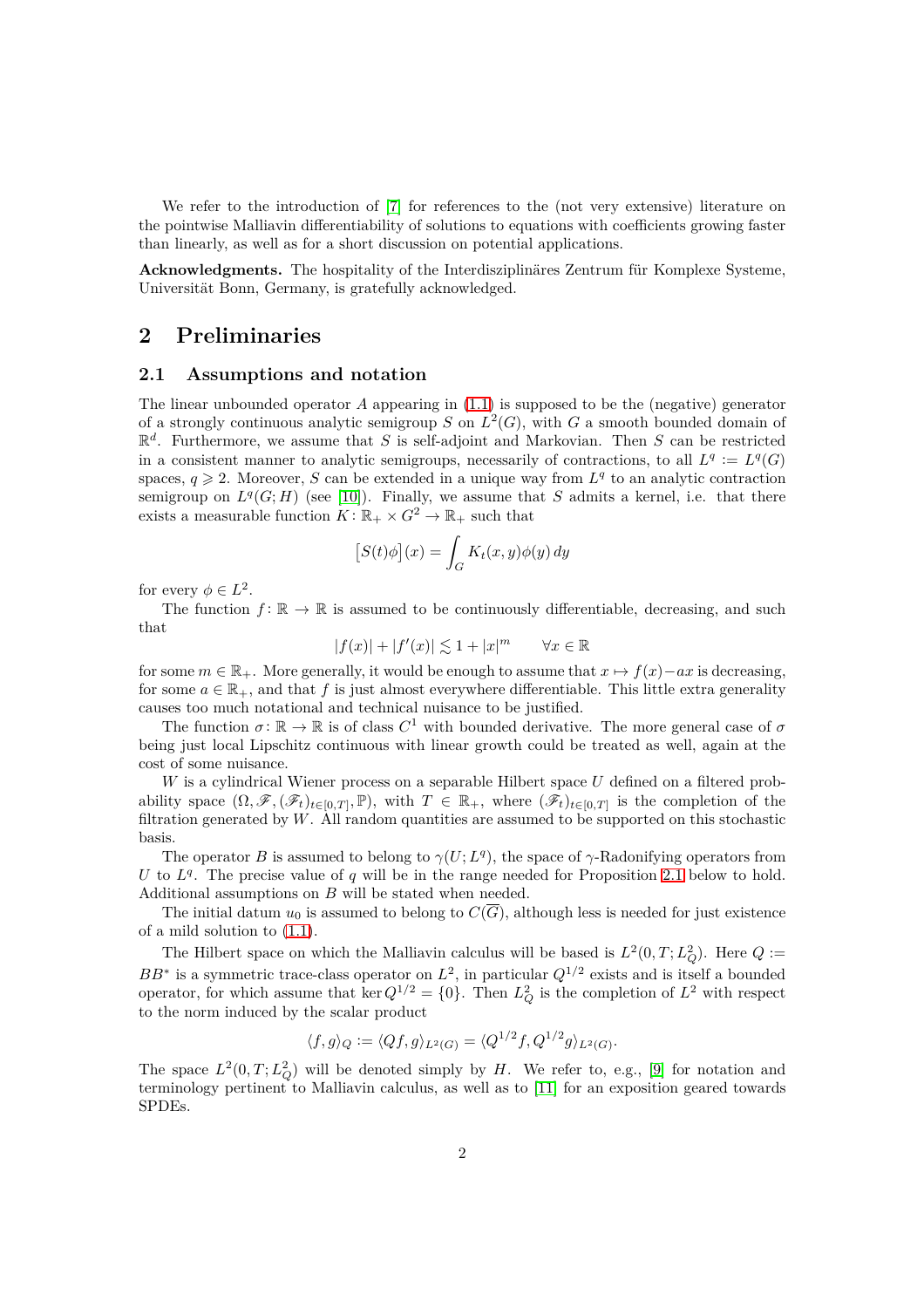We refer to the introduction of [7] for references to the (not very extensive) literature on the pointwise Malliavin differentiability of solutions to equations with coefficients growing faster than linearly, as well as for a short discussion on potential applications.

**Acknowledgments.** The hospitality of the Interdisziplinäres Zentrum für Komplexe Systeme, Universität Bonn, Germany, is gratefully acknowledged.

## 2 Preliminaries

### 2.1 Assumptions and notation

The linear unbounded operator $A$ appearing in (1.1) is supposed to be the (negative) generator of a strongly continuous analytic semigroup $S$ on $L^2(G)$, with $G$ a smooth bounded domain of $\mathbb{R}^d$. Furthermore, we assume that $S$ is self-adjoint and Markovian. Then $S$ can be restricted in a consistent manner to analytic semigroups, necessarily of contractions, to all $L^q := L^q(G)$ spaces, $q \geqslant 2$. Moreover, $S$ can be extended in a unique way from $L^q$ to an analytic contraction semigroup on $L^q(G; H)$ (see [10]). Finally, we assume that $S$ admits a kernel, i.e. that there exists a measurable function $K \colon \mathbb{R}_+ \times G^2 \to \mathbb{R}_+$ such that

$$\big[S(t)\phi\big](x) = \int_G K_t(x,y)\phi(y)\, dy$$

for every $\phi \in L^2$.

The function $f \colon \mathbb{R} \to \mathbb{R}$ is assumed to be continuously differentiable, decreasing, and such that

$$|f(x)| + |f'(x)| \lesssim 1 + |x|^m \qquad \forall x \in \mathbb{R}$$

for some $m \in \mathbb{R}_+$. More generally, it would be enough to assume that $x \mapsto f(x) - ax$ is decreasing, for some $a \in \mathbb{R}_+$, and that $f$ is just almost everywhere differentiable. This little extra generality causes too much notational and technical nuisance to be justified.

The function $\sigma \colon \mathbb{R} \to \mathbb{R}$ is of class $C^1$ with bounded derivative. The more general case of $\sigma$ being just local Lipschitz continuous with linear growth could be treated as well, again at the cost of some nuisance.

$W$ is a cylindrical Wiener process on a separable Hilbert space $U$ defined on a filtered probability space $(\Omega, \mathscr{F}, (\mathscr{F}_t)_{t\in[0,T]}, \mathbb{P})$, with $T \in \mathbb{R}_+$, where $(\mathscr{F}_t)_{t\in[0,T]}$ is the completion of the filtration generated by $W$. All random quantities are assumed to be supported on this stochastic basis.

The operator $B$ is assumed to belong to $\gamma(U; L^q)$, the space of $\gamma$-Radonifying operators from $U$ to $L^q$. The precise value of $q$ will be in the range needed for Proposition 2.1 below to hold. Additional assumptions on $B$ will be stated when needed.

The initial datum $u_0$ is assumed to belong to $C(\overline{G})$, although less is needed for just existence of a mild solution to (1.1).

The Hilbert space on which the Malliavin calculus will be based is $L^2(0,T; L^2_Q)$. Here $Q := BB^*$ is a symmetric trace-class operator on $L^2$, in particular $Q^{1/2}$ exists and is itself a bounded operator, for which assume that $\ker Q^{1/2} = \{0\}$. Then $L^2_Q$ is the completion of $L^2$ with respect to the norm induced by the scalar product

$$\langle f, g\rangle_Q := \langle Qf, g\rangle_{L^2(G)} = \langle Q^{1/2}f, Q^{1/2}g\rangle_{L^2(G)}.$$

The space $L^2(0,T; L^2_Q)$ will be denoted simply by $H$. We refer to, e.g., [9] for notation and terminology pertinent to Malliavin calculus, as well as to [11] for an exposition geared towards SPDEs.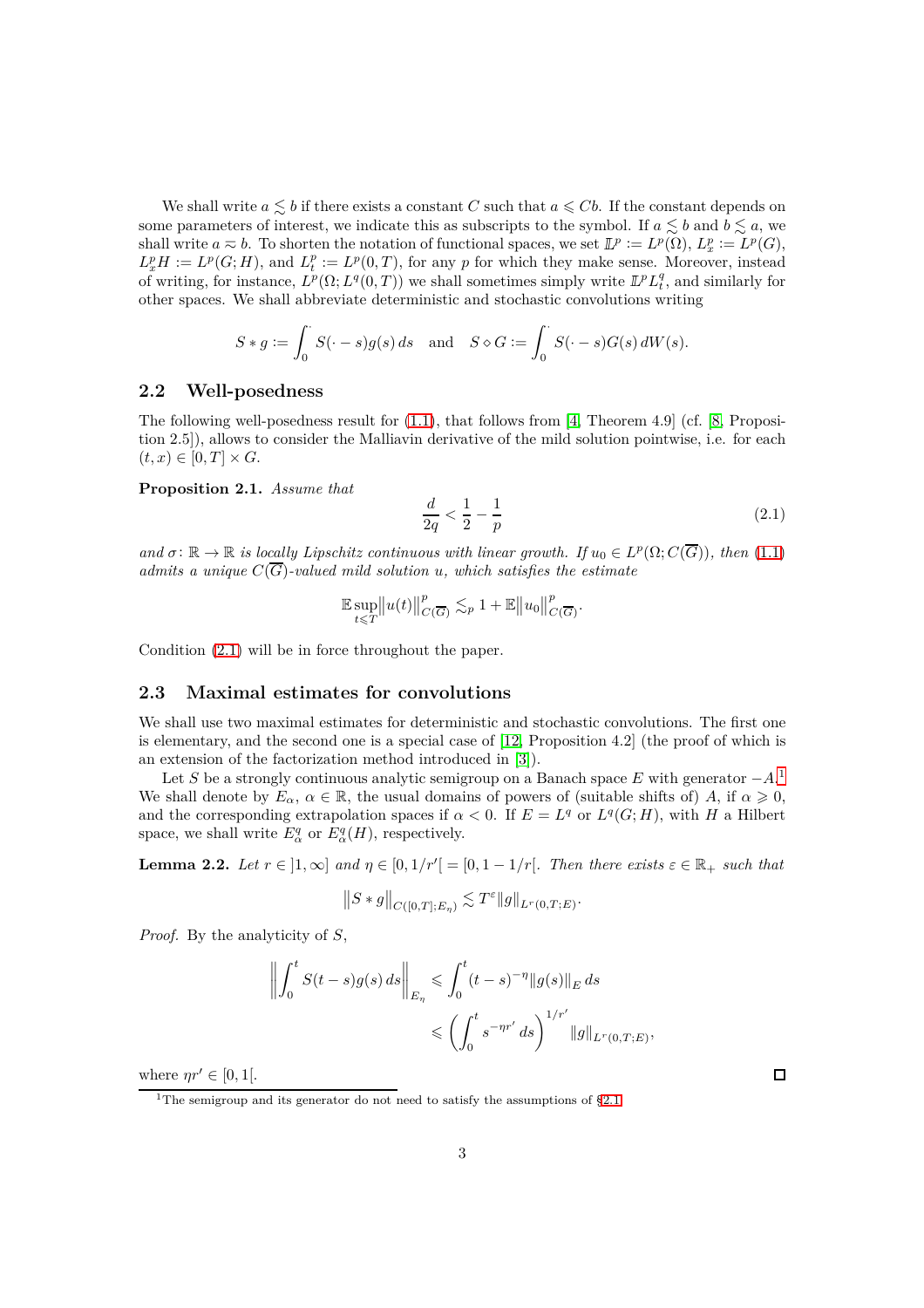We shall write $a \lesssim b$ if there exists a constant $C$ such that $a \leqslant Cb$. If the constant depends on some parameters of interest, we indicate this as subscripts to the symbol. If $a \lesssim b$ and $b \lesssim a$, we shall write $a \eqsim b$. To shorten the notation of functional spaces, we set $\mathbb{L}^p := L^p(\Omega)$, $L^p_x := L^p(G)$, $L^p_x H := L^p(G; H)$, and $L^p_t := L^p(0,T)$, for any $p$ for which they make sense. Moreover, instead of writing, for instance, $L^p(\Omega; L^q(0,T))$ we shall sometimes simply write $\mathbb{L}^p L^q_t$, and similarly for other spaces. We shall abbreviate deterministic and stochastic convolutions writing

$$S * g := \int_0^\cdot S(\cdot - s)g(s)\,ds \quad \text{and} \quad S \diamond G := \int_0^\cdot S(\cdot - s)G(s)\,dW(s).$$

## 2.2 Well-posedness

The following well-posedness result for (1.1), that follows from [4, Theorem 4.9] (cf. [8, Proposition 2.5]), allows to consider the Malliavin derivative of the mild solution pointwise, i.e. for each $(t,x) \in [0,T] \times G$.

**Proposition 2.1.** *Assume that*

$$\frac{d}{2q} < \frac{1}{2} - \frac{1}{p} \tag{2.1}$$

*and $\sigma \colon \mathbb{R} \to \mathbb{R}$ is locally Lipschitz continuous with linear growth. If $u_0 \in L^p(\Omega; C(\overline{G}))$, then (1.1) admits a unique $C(\overline{G})$-valued mild solution $u$, which satisfies the estimate*

$$\mathbb{E}\sup_{t\leqslant T}\big\|u(t)\big\|^p_{C(\overline{G})} \lesssim_p 1 + \mathbb{E}\big\|u_0\big\|^p_{C(\overline{G})}.$$

Condition (2.1) will be in force throughout the paper.

## 2.3 Maximal estimates for convolutions

We shall use two maximal estimates for deterministic and stochastic convolutions. The first one is elementary, and the second one is a special case of [12, Proposition 4.2] (the proof of which is an extension of the factorization method introduced in [3]).

Let $S$ be a strongly continuous analytic semigroup on a Banach space $E$ with generator $-A$.[1] We shall denote by $E_\alpha$, $\alpha \in \mathbb{R}$, the usual domains of powers of (suitable shifts of) $A$, if $\alpha \geqslant 0$, and the corresponding extrapolation spaces if $\alpha < 0$. If $E = L^q$ or $L^q(G; H)$, with $H$ a Hilbert space, we shall write $E^q_\alpha$ or $E^q_\alpha(H)$, respectively.

**Lemma 2.2.** *Let $r \in \,]1,\infty]$ and $\eta \in [0, 1/r'[\, = [0, 1 - 1/r[$. Then there exists $\varepsilon \in \mathbb{R}_+$ such that*

$$\big\|S * g\big\|_{C([0,T];E_\eta)} \lesssim T^\varepsilon \|g\|_{L^r(0,T;E)}.$$

*Proof.* By the analyticity of $S$,

$$\begin{aligned}
\bigg\|\int_0^t S(t-s)g(s)\,ds\bigg\|_{E_\eta} &\leqslant \int_0^t (t-s)^{-\eta}\|g(s)\|_E\,ds \\
&\leqslant \bigg(\int_0^t s^{-\eta r'}\,ds\bigg)^{1/r'} \|g\|_{L^r(0,T;E)},
\end{aligned}$$

where $\eta r' \in [0,1[$. $\square$

[1] The semigroup and its generator do not need to satisfy the assumptions of §2.1.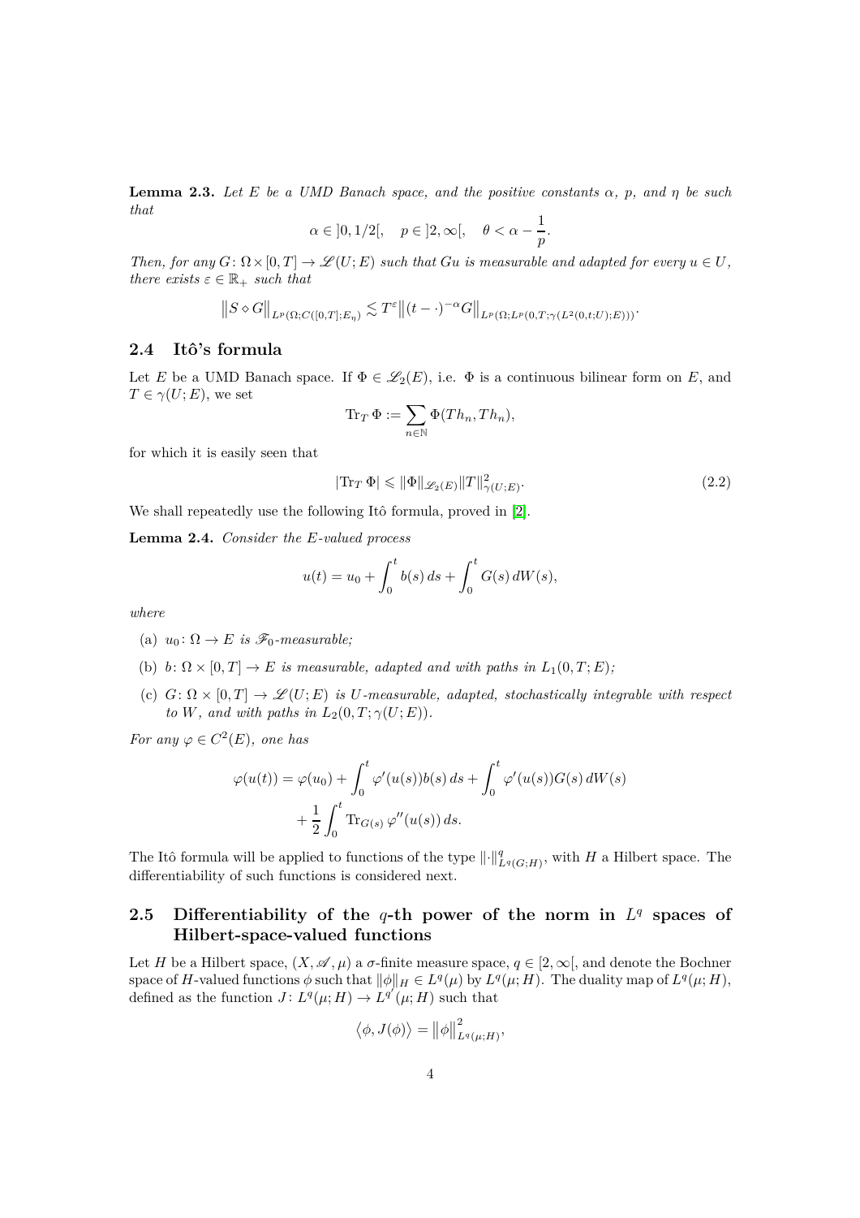**Lemma 2.3.** *Let $E$ be a UMD Banach space, and the positive constants $\alpha$, $p$, and $\eta$ be such that*

$$\alpha \in ]0, 1/2[, \quad p \in ]2, \infty[, \quad \theta < \alpha - \frac{1}{p}.$$

*Then, for any $G \colon \Omega \times [0,T] \to \mathscr{L}(U;E)$ such that $Gu$ is measurable and adapted for every $u \in U$, there exists $\varepsilon \in \mathbb{R}_+$ such that*

$$\big\| S \diamond G \big\|_{L^p(\Omega; C([0,T]; E_\eta)} \lesssim T^\varepsilon \big\| (t - \cdot)^{-\alpha} G \big\|_{L^p(\Omega; L^p(0,T; \gamma(L^2(0,t;U);E)))}.$$

## 2.4 Itô's formula

Let $E$ be a UMD Banach space. If $\Phi \in \mathscr{L}_2(E)$, i.e. $\Phi$ is a continuous bilinear form on $E$, and $T \in \gamma(U;E)$, we set

$$\operatorname{Tr}_T \Phi := \sum_{n \in \mathbb{N}} \Phi(Th_n, Th_n),$$

for which it is easily seen that

$$|\operatorname{Tr}_T \Phi| \leqslant \|\Phi\|_{\mathscr{L}_2(E)} \|T\|^2_{\gamma(U;E)}. \tag{2.2}$$

We shall repeatedly use the following Itô formula, proved in [2].

**Lemma 2.4.** *Consider the $E$-valued process*

$$u(t) = u_0 + \int_0^t b(s)\, ds + \int_0^t G(s)\, dW(s),$$

*where*

- (a) *$u_0 \colon \Omega \to E$ is $\mathscr{F}_0$-measurable;*
- (b) *$b \colon \Omega \times [0,T] \to E$ is measurable, adapted and with paths in $L_1(0,T;E)$;*
- (c) *$G \colon \Omega \times [0,T] \to \mathscr{L}(U;E)$ is $U$-measurable, adapted, stochastically integrable with respect to $W$, and with paths in $L_2(0,T;\gamma(U;E))$.*

*For any $\varphi \in C^2(E)$, one has*

$$\begin{aligned}
\varphi(u(t)) = \varphi(u_0) &+ \int_0^t \varphi'(u(s)) b(s)\, ds + \int_0^t \varphi'(u(s)) G(s)\, dW(s) \\
&+ \frac{1}{2} \int_0^t \operatorname{Tr}_{G(s)} \varphi''(u(s))\, ds.
\end{aligned}$$

The Itô formula will be applied to functions of the type $\|\cdot\|^q_{L^q(G;H)}$, with $H$ a Hilbert space. The differentiability of such functions is considered next.

## 2.5 Differentiability of the $q$-th power of the norm in $L^q$ spaces of Hilbert-space-valued functions

Let $H$ be a Hilbert space, $(X, \mathscr{A}, \mu)$ a $\sigma$-finite measure space, $q \in [2, \infty[$, and denote the Bochner space of $H$-valued functions $\phi$ such that $\|\phi\|_H \in L^q(\mu)$ by $L^q(\mu;H)$. The duality map of $L^q(\mu;H)$, defined as the function $J \colon L^q(\mu;H) \to L^{q'}(\mu;H)$ such that

$$\big\langle \phi, J(\phi) \big\rangle = \big\| \phi \big\|^2_{L^q(\mu;H)},$$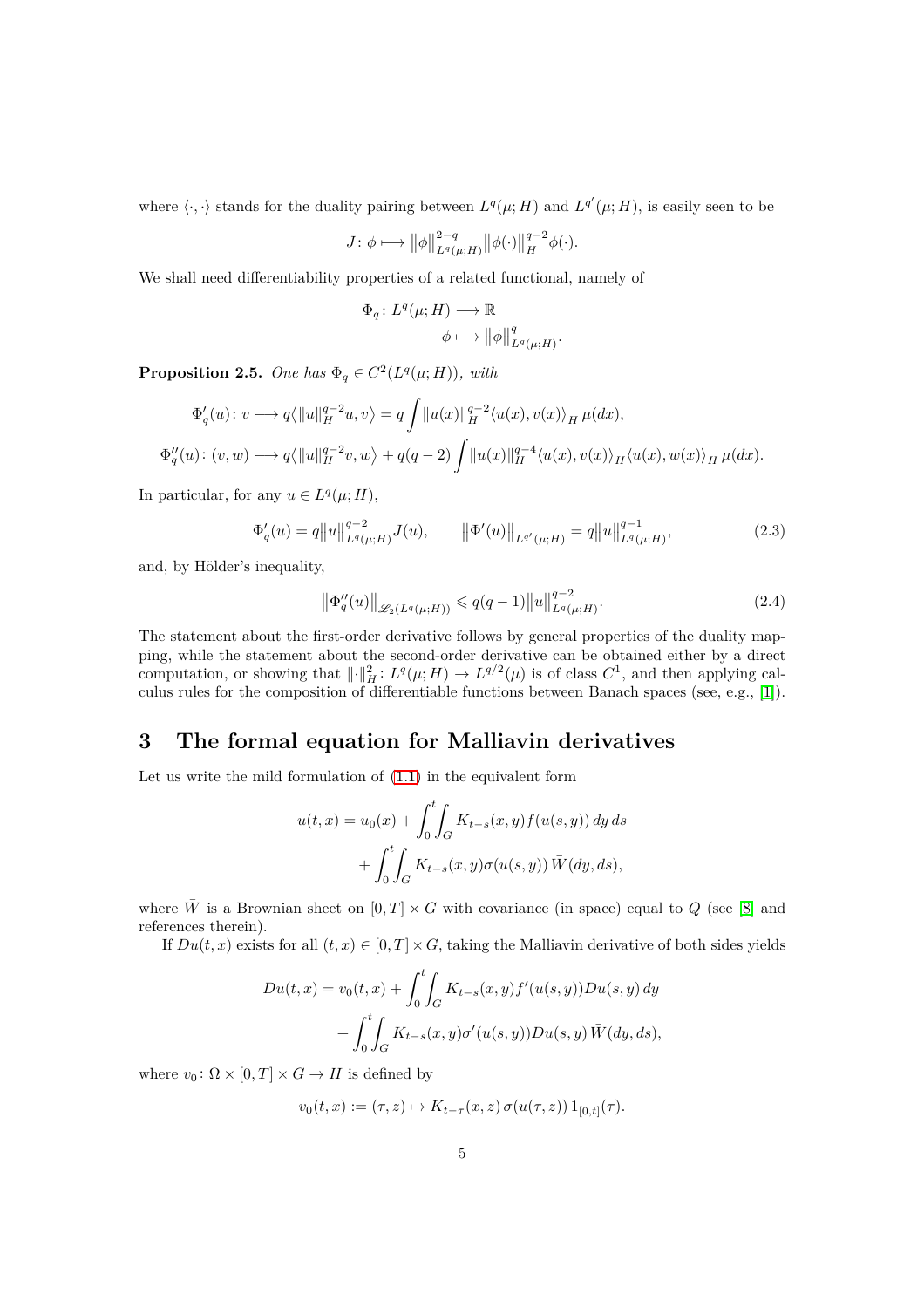where $\langle \cdot, \cdot \rangle$ stands for the duality pairing between $L^q(\mu; H)$ and $L^{q'}(\mu; H)$, is easily seen to be

$$J\colon \phi \longmapsto \|\phi\|_{L^q(\mu;H)}^{2-q} \|\phi(\cdot)\|_H^{q-2} \phi(\cdot).$$

We shall need differentiability properties of a related functional, namely of

$$\begin{aligned} \Phi_q\colon L^q(\mu; H) &\longrightarrow \mathbb{R} \\ \phi &\longmapsto \|\phi\|_{L^q(\mu;H)}^q. \end{aligned}$$

**Proposition 2.5.** *One has $\Phi_q \in C^2(L^q(\mu; H))$, with*

$$\Phi_q'(u)\colon v \longmapsto q\big\langle \|u\|_H^{q-2} u, v\big\rangle = q \int \|u(x)\|_H^{q-2} \langle u(x), v(x)\rangle_H \,\mu(dx),$$

$$\Phi_q''(u)\colon (v,w) \longmapsto q\big\langle \|u\|_H^{q-2} v, w\big\rangle + q(q-2) \int \|u(x)\|_H^{q-4} \langle u(x), v(x)\rangle_H \langle u(x), w(x)\rangle_H \,\mu(dx).$$

In particular, for any $u \in L^q(\mu; H)$,

$$\Phi_q'(u) = q\|u\|_{L^q(\mu;H)}^{q-2} J(u), \qquad \big\|\Phi'(u)\big\|_{L^{q'}(\mu;H)} = q\|u\|_{L^q(\mu;H)}^{q-1}, \tag{2.3}$$

and, by Hölder's inequality,

$$\big\|\Phi_q''(u)\big\|_{\mathscr{L}_2(L^q(\mu;H))} \leqslant q(q-1)\|u\|_{L^q(\mu;H)}^{q-2}. \tag{2.4}$$

The statement about the first-order derivative follows by general properties of the duality mapping, while the statement about the second-order derivative can be obtained either by a direct computation, or showing that $\|\cdot\|_H^2\colon L^q(\mu; H) \to L^{q/2}(\mu)$ is of class $C^1$, and then applying calculus rules for the composition of differentiable functions between Banach spaces (see, e.g., [1]).

# 3 The formal equation for Malliavin derivatives

Let us write the mild formulation of (1.1) in the equivalent form

$$\begin{aligned} u(t,x) = u_0(x) &+ \int_0^t \int_G K_{t-s}(x,y) f(u(s,y))\,dy\,ds \\ &+ \int_0^t \int_G K_{t-s}(x,y) \sigma(u(s,y))\,\bar{W}(dy,ds), \end{aligned}$$

where $\bar{W}$ is a Brownian sheet on $[0,T] \times G$ with covariance (in space) equal to $Q$ (see [8] and references therein).

If $Du(t,x)$ exists for all $(t,x) \in [0,T] \times G$, taking the Malliavin derivative of both sides yields

$$\begin{aligned} Du(t,x) = v_0(t,x) &+ \int_0^t \int_G K_{t-s}(x,y) f'(u(s,y)) Du(s,y)\,dy \\ &+ \int_0^t \int_G K_{t-s}(x,y) \sigma'(u(s,y)) Du(s,y)\,\bar{W}(dy,ds), \end{aligned}$$

where $v_0\colon \Omega \times [0,T] \times G \to H$ is defined by

$$v_0(t,x) := (\tau, z) \mapsto K_{t-\tau}(x,z)\,\sigma(u(\tau,z))\,1_{[0,t]}(\tau).$$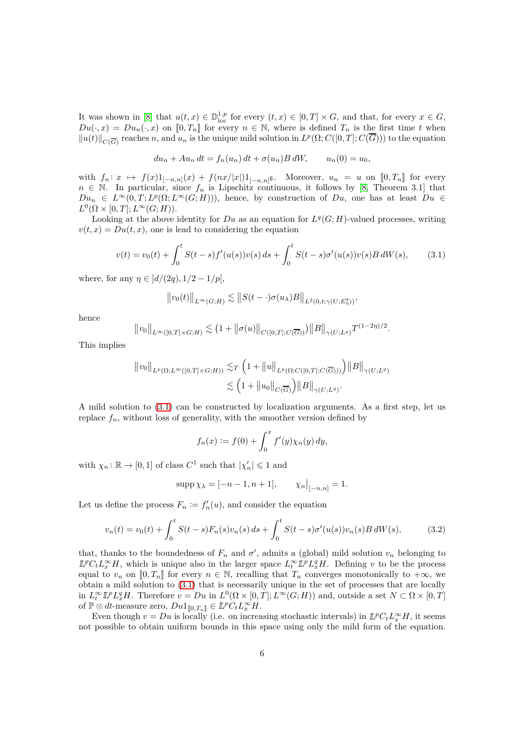It was shown in [8] that $u(t,x) \in \mathbb{D}^{1,p}_{\mathrm{loc}}$ for every $(t,x) \in [0,T] \times G$, and that, for every $x \in G$, $Du(\cdot,x) = Du_n(\cdot,x)$ on $[\![0,T_n]\!]$ for every $n \in \mathbb{N}$, where is defined $T_n$ is the first time $t$ when $\|u(t)\|_{C(\overline{G})}$ reaches $n$, and $u_n$ is the unique mild solution in $L^p(\Omega; C([0,T]; C(\overline{G}))$ to the equation

$$du_n + Au_n\,dt = f_n(u_n)\,dt + \sigma(u_n)B\,dW, \qquad u_n(0) = u_0,$$

with $f_n \colon x \mapsto f(x)1_{[-n,n]}(x) + f(nx/|x|)1_{[-n,n]^{\complement}}$. Moreover, $u_n = u$ on $[\![0,T_n]\!]$ for every $n \in \mathbb{N}$. In particular, since $f_n$ is Lipschitz continuous, it follows by [8, Theorem 3.1] that $Du_n \in L^\infty(0,T; L^p(\Omega; L^\infty(G;H)))$, hence, by construction of $Du$, one has at least $Du \in L^0(\Omega \times [0,T]; L^\infty(G;H))$.

Looking at the above identity for $Du$ as an equation for $L^q(G;H)$-valued processes, writing $v(t,x) = Du(t,x)$, one is lead to considering the equation

$$v(t) = v_0(t) + \int_0^t S(t-s)f'(u(s))v(s)\,ds + \int_0^t S(t-s)\sigma'(u(s))v(s)B\,dW(s), \tag{3.1}$$

where, for any $\eta \in \,]d/(2q), 1/2 - 1/p[$,

$$\big\|v_0(t)\big\|_{L^\infty(G;H)} \lesssim \big\|S(t-\cdot)\sigma(u_\lambda)B\big\|_{L^2(0,t;\gamma(U;E^q_\eta))},$$

hence

$$\big\|v_0\big\|_{L^\infty([0,T]\times G;H)} \lesssim \big(1 + \|\sigma(u)\|_{C([0,T];C(\overline{G}))}\big)\big\|B\big\|_{\gamma(U;L^q)} T^{(1-2\eta)/2}.$$

This implies

$$\begin{aligned}
\big\|v_0\big\|_{L^p(\Omega;L^\infty([0,T]\times G;H))} &\lesssim_T \Big(1 + \|u\|_{L^p(\Omega;C([0,T];C(\overline{G})))}\Big)\big\|B\big\|_{\gamma(U;L^q)} \\
&\lesssim \Big(1 + \|u_0\|_{C(\overline{G})}\Big)\big\|B\big\|_{\gamma(U;L^q)}.
\end{aligned}$$

A mild solution to (3.1) can be constructed by localization arguments. As a first step, let us replace $f_n$, without loss of generality, with the smoother version defined by

$$f_n(x) := f(0) + \int_0^x f'(y)\chi_n(y)\,dy,$$

with $\chi_n \colon \mathbb{R} \to [0,1]$ of class $C^1$ such that $|\chi_n'| \leqslant 1$ and

$$\operatorname{supp}\chi_\lambda = [-n-1, n+1], \qquad \chi_n\big|_{[-n,n]} = 1.$$

Let us define the process $F_n := f_n'(u)$, and consider the equation

$$v_n(t) = v_0(t) + \int_0^t S(t-s)F_n(s)v_n(s)\,ds + \int_0^t S(t-s)\sigma'(u(s))v_n(s)B\,dW(s), \tag{3.2}$$

that, thanks to the boundedness of $F_n$ and $\sigma'$, admits a (global) mild solution $v_n$ belonging to $\mathbb{L}^p C_t L^\infty_x H$, which is unique also in the larger space $L^\infty_t \mathbb{L}^p L^q_x H$. Defining $v$ to be the process equal to $v_n$ on $[\![0,T_n]\!]$ for every $n \in \mathbb{N}$, recalling that $T_n$ converges monotonically to $+\infty$, we obtain a mild solution to (3.1) that is necessarily unique in the set of processes that are locally in $L^\infty_t \mathbb{L}^p L^q_x H$. Therefore $v = Du$ in $L^0(\Omega \times [0,T]; L^\infty(G;H))$ and, outside a set $N \subset \Omega \times [0,T]$ of $\mathbb{P} \otimes dt$-measure zero, $Du1_{[\![0,T_n]\!]} \in \mathbb{L}^p C_t L^\infty_x H$.

Even though $v = Du$ is locally (i.e. on increasing stochastic intervals) in $\mathbb{L}^p C_t L^\infty_x H$, it seems not possible to obtain uniform bounds in this space using only the mild form of the equation.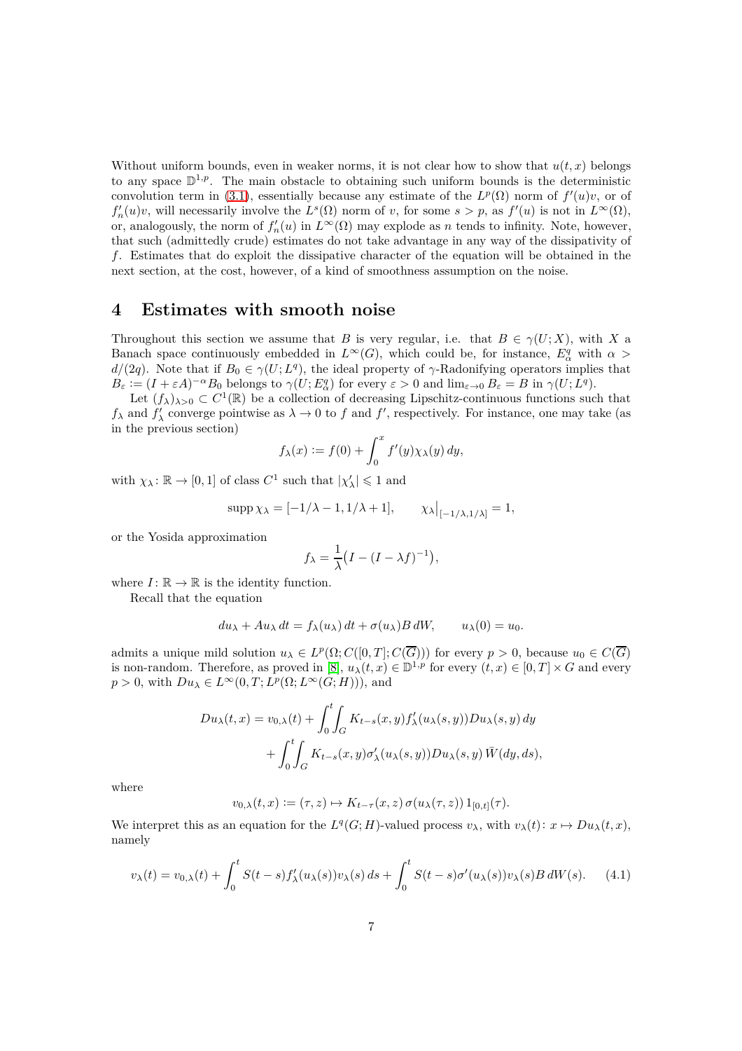Without uniform bounds, even in weaker norms, it is not clear how to show that $u(t,x)$ belongs to any space $\mathbb{D}^{1,p}$. The main obstacle to obtaining such uniform bounds is the deterministic convolution term in (3.1), essentially because any estimate of the $L^p(\Omega)$ norm of $f'(u)v$, or of $f_n'(u)v$, will necessarily involve the $L^s(\Omega)$ norm of $v$, for some $s > p$, as $f'(u)$ is not in $L^\infty(\Omega)$, or, analogously, the norm of $f_n'(u)$ in $L^\infty(\Omega)$ may explode as $n$ tends to infinity. Note, however, that such (admittedly crude) estimates do not take advantage in any way of the dissipativity of $f$. Estimates that do exploit the dissipative character of the equation will be obtained in the next section, at the cost, however, of a kind of smoothness assumption on the noise.

# 4 Estimates with smooth noise

Throughout this section we assume that $B$ is very regular, i.e. that $B \in \gamma(U;X)$, with $X$ a Banach space continuously embedded in $L^\infty(G)$, which could be, for instance, $E^q_\alpha$ with $\alpha > d/(2q)$. Note that if $B_0 \in \gamma(U;L^q)$, the ideal property of $\gamma$-Radonifying operators implies that $B_\varepsilon := (I+\varepsilon A)^{-\alpha} B_0$ belongs to $\gamma(U;E^q_\alpha)$ for every $\varepsilon > 0$ and $\lim_{\varepsilon\to 0} B_\varepsilon = B$ in $\gamma(U;L^q)$.

Let $(f_\lambda)_{\lambda>0} \subset C^1(\mathbb{R})$ be a collection of decreasing Lipschitz-continuous functions such that $f_\lambda$ and $f_\lambda'$ converge pointwise as $\lambda \to 0$ to $f$ and $f'$, respectively. For instance, one may take (as in the previous section)

$$f_\lambda(x) := f(0) + \int_0^x f'(y)\chi_\lambda(y)\,dy,$$

with $\chi_\lambda \colon \mathbb{R} \to [0,1]$ of class $C^1$ such that $|\chi_\lambda'| \leqslant 1$ and

$$\operatorname{supp}\chi_\lambda = [-1/\lambda - 1, 1/\lambda + 1], \qquad \chi_\lambda\big|_{[-1/\lambda,1/\lambda]} = 1,$$

or the Yosida approximation

$$f_\lambda = \frac{1}{\lambda}\big(I - (I-\lambda f)^{-1}\big),$$

where $I \colon \mathbb{R} \to \mathbb{R}$ is the identity function.

Recall that the equation

$$du_\lambda + Au_\lambda\,dt = f_\lambda(u_\lambda)\,dt + \sigma(u_\lambda)B\,dW, \qquad u_\lambda(0) = u_0.$$

admits a unique mild solution $u_\lambda \in L^p(\Omega; C([0,T]; C(\overline{G})))$ for every $p > 0$, because $u_0 \in C(\overline{G})$ is non-random. Therefore, as proved in [8], $u_\lambda(t,x) \in \mathbb{D}^{1,p}$ for every $(t,x) \in [0,T] \times G$ and every $p > 0$, with $Du_\lambda \in L^\infty(0,T; L^p(\Omega; L^\infty(G;H)))$, and

$$\begin{aligned} Du_\lambda(t,x) = v_{0,\lambda}(t) &+ \int_0^t\!\!\int_G K_{t-s}(x,y) f_\lambda'(u_\lambda(s,y)) Du_\lambda(s,y)\,dy \\ &+ \int_0^t\!\!\int_G K_{t-s}(x,y)\sigma_\lambda'(u_\lambda(s,y)) Du_\lambda(s,y)\,\bar{W}(dy,ds), \end{aligned}$$

where

$$v_{0,\lambda}(t,x) := (\tau,z) \mapsto K_{t-\tau}(x,z)\,\sigma(u_\lambda(\tau,z))\,1_{[0,t]}(\tau).$$

We interpret this as an equation for the $L^q(G;H)$-valued process $v_\lambda$, with $v_\lambda(t) \colon x \mapsto Du_\lambda(t,x)$, namely

$$v_\lambda(t) = v_{0,\lambda}(t) + \int_0^t S(t-s) f_\lambda'(u_\lambda(s)) v_\lambda(s)\,ds + \int_0^t S(t-s)\sigma'(u_\lambda(s)) v_\lambda(s) B\,dW(s). \tag{4.1}$$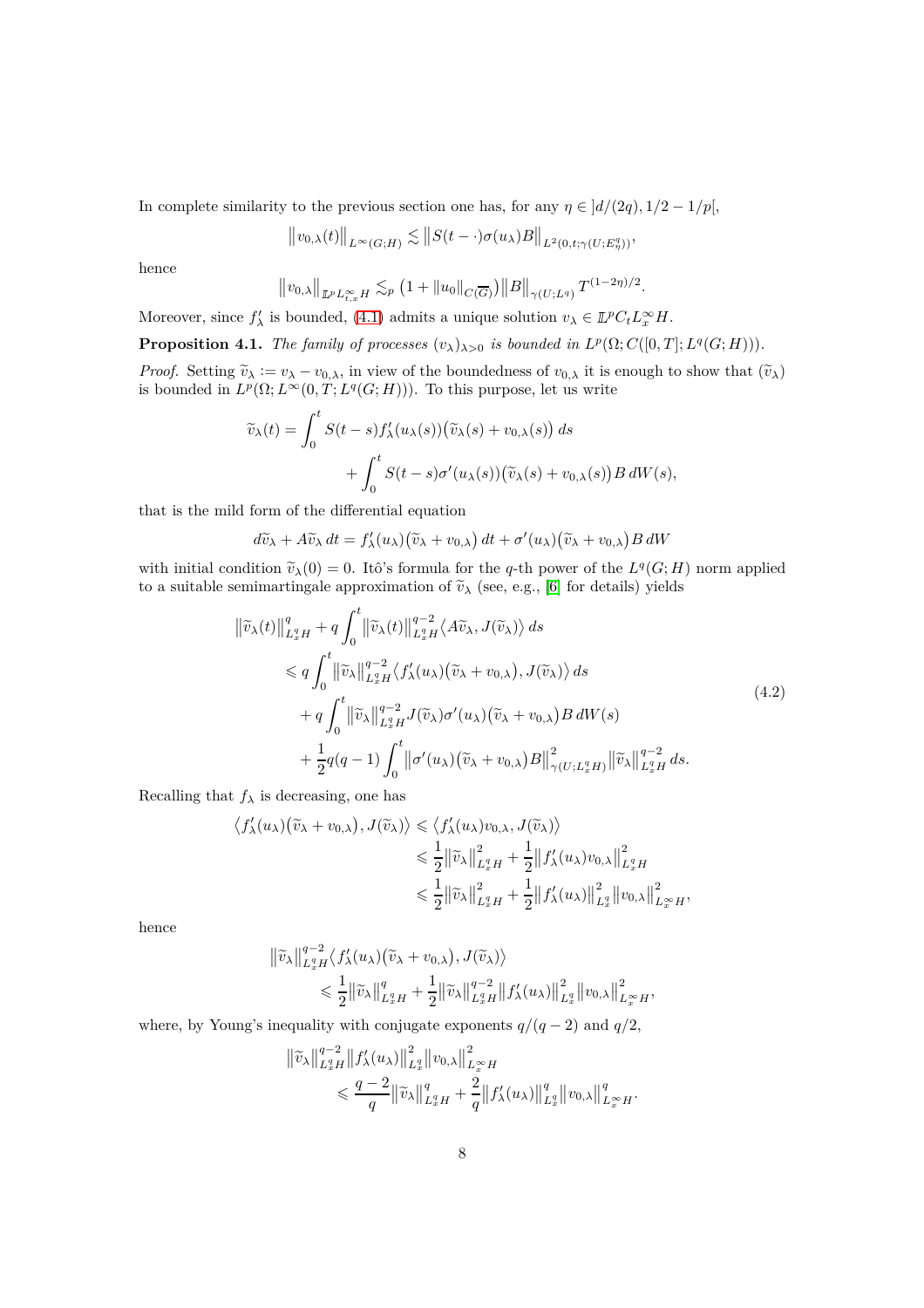In complete similarity to the previous section one has, for any $\eta \in ]d/(2q), 1/2 - 1/p[$,

$$\big\|v_{0,\lambda}(t)\big\|_{L^\infty(G;H)} \lesssim \big\|S(t-\cdot)\sigma(u_\lambda)B\big\|_{L^2(0,t;\gamma(U;E^q_\eta))},$$

hence

$$\big\|v_{0,\lambda}\big\|_{\mathbb{L}^p L^\infty_{t,x} H} \lesssim_p \big(1 + \|u_0\|_{C(\overline{G})}\big)\big\|B\big\|_{\gamma(U;L^q)} T^{(1-2\eta)/2}.$$

Moreover, since $f'_\lambda$ is bounded, (4.1) admits a unique solution $v_\lambda \in \mathbb{L}^p C_t L^\infty_x H$.

**Proposition 4.1.** *The family of processes $(v_\lambda)_{\lambda>0}$ is bounded in $L^p(\Omega; C([0,T]; L^q(G;H)))$.*

*Proof.* Setting $\widetilde{v}_\lambda := v_\lambda - v_{0,\lambda}$, in view of the boundedness of $v_{0,\lambda}$ it is enough to show that $(\widetilde{v}_\lambda)$ is bounded in $L^p(\Omega; L^\infty(0,T; L^q(G;H)))$. To this purpose, let us write

$$\widetilde{v}_\lambda(t) = \int_0^t S(t-s) f'_\lambda(u_\lambda(s))\big(\widetilde{v}_\lambda(s) + v_{0,\lambda}(s)\big)\,ds + \int_0^t S(t-s)\sigma'(u_\lambda(s))\big(\widetilde{v}_\lambda(s) + v_{0,\lambda}(s)\big)B\,dW(s),$$

that is the mild form of the differential equation

$$d\widetilde{v}_\lambda + A\widetilde{v}_\lambda\,dt = f'_\lambda(u_\lambda)\big(\widetilde{v}_\lambda + v_{0,\lambda}\big)\,dt + \sigma'(u_\lambda)\big(\widetilde{v}_\lambda + v_{0,\lambda}\big)B\,dW$$

with initial condition $\widetilde{v}_\lambda(0) = 0$. Itô's formula for the $q$-th power of the $L^q(G;H)$ norm applied to a suitable semimartingale approximation of $\widetilde{v}_\lambda$ (see, e.g., [6] for details) yields

$$\begin{aligned}
\big\|\widetilde{v}_\lambda(t)\big\|^q_{L^q_x H} &+ q\int_0^t \big\|\widetilde{v}_\lambda(t)\big\|^{q-2}_{L^q_x H}\big\langle A\widetilde{v}_\lambda, J(\widetilde{v}_\lambda)\big\rangle\,ds \\
&\leqslant q\int_0^t \big\|\widetilde{v}_\lambda\big\|^{q-2}_{L^q_x H}\big\langle f'_\lambda(u_\lambda)\big(\widetilde{v}_\lambda + v_{0,\lambda}\big), J(\widetilde{v}_\lambda)\big\rangle\,ds \\
&\quad + q\int_0^t \big\|\widetilde{v}_\lambda\big\|^{q-2}_{L^q_x H} J(\widetilde{v}_\lambda)\sigma'(u_\lambda)\big(\widetilde{v}_\lambda + v_{0,\lambda}\big)B\,dW(s) \\
&\quad + \frac{1}{2}q(q-1)\int_0^t \big\|\sigma'(u_\lambda)\big(\widetilde{v}_\lambda + v_{0,\lambda}\big)B\big\|^2_{\gamma(U;L^q_x H)}\big\|\widetilde{v}_\lambda\big\|^{q-2}_{L^q_x H}\,ds.
\end{aligned} \tag{4.2}$$

Recalling that $f_\lambda$ is decreasing, one has

$$\begin{aligned}
\big\langle f'_\lambda(u_\lambda)\big(\widetilde{v}_\lambda + v_{0,\lambda}\big), J(\widetilde{v}_\lambda)\big\rangle &\leqslant \big\langle f'_\lambda(u_\lambda)v_{0,\lambda}, J(\widetilde{v}_\lambda)\big\rangle \\
&\leqslant \frac{1}{2}\big\|\widetilde{v}_\lambda\big\|^2_{L^q_x H} + \frac{1}{2}\big\|f'_\lambda(u_\lambda)v_{0,\lambda}\big\|^2_{L^q_x H} \\
&\leqslant \frac{1}{2}\big\|\widetilde{v}_\lambda\big\|^2_{L^q_x H} + \frac{1}{2}\big\|f'_\lambda(u_\lambda)\big\|^2_{L^q_x}\big\|v_{0,\lambda}\big\|^2_{L^\infty_x H},
\end{aligned}$$

hence

$$\begin{aligned}
&\big\|\widetilde{v}_\lambda\big\|^{q-2}_{L^q_x H}\big\langle f'_\lambda(u_\lambda)\big(\widetilde{v}_\lambda + v_{0,\lambda}\big), J(\widetilde{v}_\lambda)\big\rangle \\
&\qquad\leqslant \frac{1}{2}\big\|\widetilde{v}_\lambda\big\|^q_{L^q_x H} + \frac{1}{2}\big\|\widetilde{v}_\lambda\big\|^{q-2}_{L^q_x H}\big\|f'_\lambda(u_\lambda)\big\|^2_{L^q_x}\big\|v_{0,\lambda}\big\|^2_{L^\infty_x H},
\end{aligned}$$

where, by Young's inequality with conjugate exponents $q/(q-2)$ and $q/2$,

$$\begin{aligned}
&\big\|\widetilde{v}_\lambda\big\|^{q-2}_{L^q_x H}\big\|f'_\lambda(u_\lambda)\big\|^2_{L^q_x}\big\|v_{0,\lambda}\big\|^2_{L^\infty_x H} \\
&\qquad\leqslant \frac{q-2}{q}\big\|\widetilde{v}_\lambda\big\|^q_{L^q_x H} + \frac{2}{q}\big\|f'_\lambda(u_\lambda)\big\|^q_{L^q_x}\big\|v_{0,\lambda}\big\|^q_{L^\infty_x H}.
\end{aligned}$$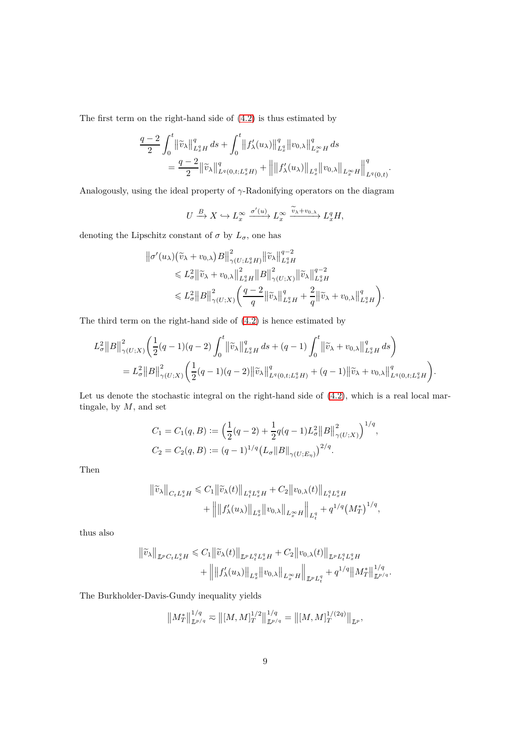The first term on the right-hand side of (4.2) is thus estimated by

$$
\begin{aligned}
\frac{q-2}{2}\int_0^t \big\|\widetilde{v}_\lambda\big\|_{L^q_x H}^q \,ds &+ \int_0^t \big\|f'_\lambda(u_\lambda)\big\|_{L^q_x}^q \big\|v_{0,\lambda}\big\|_{L^\infty_x H}^q \,ds \\
&= \frac{q-2}{2}\big\|\widetilde{v}_\lambda\big\|_{L^q(0,t;L^q_x H)}^q + \Big\|\big\|f'_\lambda(u_\lambda)\big\|_{L^q_x}\big\|v_{0,\lambda}\big\|_{L^\infty_x H}\Big\|_{L^q(0,t)}^q.
\end{aligned}
$$

Analogously, using the ideal property of $\gamma$-Radonifying operators on the diagram

$$
U \xrightarrow{\;B\;} X \hookrightarrow L^\infty_x \xrightarrow{\;\sigma'(u)\;} L^\infty_x \xrightarrow{\;\widetilde{v}_\lambda + v_{0,\lambda}\;} L^q_x H,
$$

denoting the Lipschitz constant of $\sigma$ by $L_\sigma$, one has

$$
\begin{aligned}
&\big\|\sigma'(u_\lambda)\big(\widetilde{v}_\lambda + v_{0,\lambda}\big)B\big\|_{\gamma(U;L^q_x H)}^2 \big\|\widetilde{v}_\lambda\big\|_{L^q_x H}^{q-2} \\
&\qquad \leqslant L_\sigma^2 \big\|\widetilde{v}_\lambda + v_{0,\lambda}\big\|_{L^q_x H}^2 \big\|B\big\|_{\gamma(U;X)}^2 \big\|\widetilde{v}_\lambda\big\|_{L^q_x H}^{q-2} \\
&\qquad \leqslant L_\sigma^2 \big\|B\big\|_{\gamma(U;X)}^2 \bigg(\frac{q-2}{q}\big\|\widetilde{v}_\lambda\big\|_{L^q_x H}^q + \frac{2}{q}\big\|\widetilde{v}_\lambda + v_{0,\lambda}\big\|_{L^q_x H}^q\bigg).
\end{aligned}
$$

The third term on the right-hand side of (4.2) is hence estimated by

$$
\begin{aligned}
L_\sigma^2 \big\|B\big\|_{\gamma(U;X)}^2 &\bigg(\frac{1}{2}(q-1)(q-2)\int_0^t \big\|\widetilde{v}_\lambda\big\|_{L^q_x H}^q \,ds + (q-1)\int_0^t \big\|\widetilde{v}_\lambda + v_{0,\lambda}\big\|_{L^q_x H}^q \,ds\bigg) \\
&= L_\sigma^2 \big\|B\big\|_{\gamma(U;X)}^2 \bigg(\frac{1}{2}(q-1)(q-2)\big\|\widetilde{v}_\lambda\big\|_{L^q(0,t;L^q_x H)}^q + (q-1)\big\|\widetilde{v}_\lambda + v_{0,\lambda}\big\|_{L^q(0,t;L^q_x H)}^q\bigg).
\end{aligned}
$$

Let us denote the stochastic integral on the right-hand side of (4.2), which is a real local martingale, by $M$, and set

$$
\begin{aligned}
C_1 = C_1(q,B) &:= \Big(\frac{1}{2}(q-2) + \frac{1}{2}q(q-1)L_\sigma^2\big\|B\big\|_{\gamma(U;X)}^2\Big)^{1/q}, \\
C_2 = C_2(q,B) &:= (q-1)^{1/q}\big(L_\sigma \|B\|_{\gamma(U;E_\eta)}\big)^{2/q}.
\end{aligned}
$$

Then

$$
\begin{aligned}
\big\|\widetilde{v}_\lambda\big\|_{C_t L^q_x H} \leqslant C_1 \big\|\widetilde{v}_\lambda(t)\big\|_{L^q_t L^q_x H} &+ C_2 \big\|v_{0,\lambda}(t)\big\|_{L^q_t L^q_x H} \\
&+ \Big\|\big\|f'_\lambda(u_\lambda)\big\|_{L^q_x}\big\|v_{0,\lambda}\big\|_{L^\infty_x H}\Big\|_{L^q_t} + q^{1/q}\big(M_T^*\big)^{1/q},
\end{aligned}
$$

thus also

$$
\begin{aligned}
\big\|\widetilde{v}_\lambda\big\|_{\mathbb{L}^p C_t L^q_x H} \leqslant C_1 \big\|\widetilde{v}_\lambda(t)\big\|_{\mathbb{L}^p L^q_t L^q_x H} &+ C_2 \big\|v_{0,\lambda}(t)\big\|_{\mathbb{L}^p L^q_t L^q_x H} \\
&+ \Big\|\big\|f'_\lambda(u_\lambda)\big\|_{L^q_x}\big\|v_{0,\lambda}\big\|_{L^\infty_x H}\Big\|_{\mathbb{L}^p L^q_t} + q^{1/q}\big\|M_T^*\big\|_{\mathbb{L}^{p/q}}^{1/q}.
\end{aligned}
$$

The Burkholder-Davis-Gundy inequality yields

$$
\big\|M_T^*\big\|_{\mathbb{L}^{p/q}}^{1/q} \eqsim \big\|[M,M]_T^{1/2}\big\|_{\mathbb{L}^{p/q}}^{1/q} = \big\|[M,M]_T^{1/(2q)}\big\|_{\mathbb{L}^p},
$$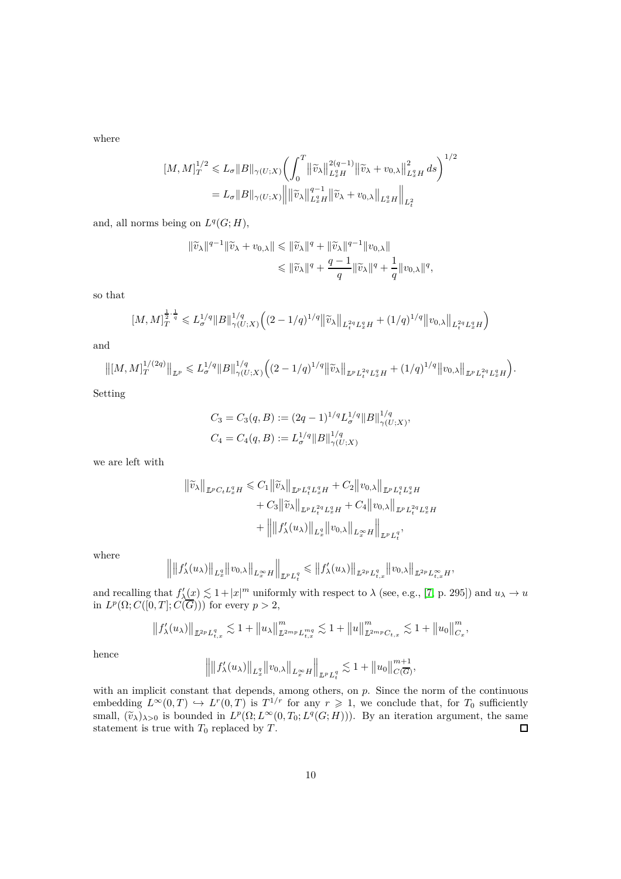where

$$
\begin{aligned}
[M,M]_T^{1/2} &\leqslant L_\sigma \|B\|_{\gamma(U;X)} \biggl( \int_0^T \bigl\|\widetilde{v}_\lambda\bigr\|_{L^q_x H}^{2(q-1)} \bigl\|\widetilde{v}_\lambda + v_{0,\lambda}\bigr\|_{L^q_x H}^2 \,ds \biggr)^{1/2} \\
&= L_\sigma \|B\|_{\gamma(U;X)} \Bigl\| \bigl\|\widetilde{v}_\lambda\bigr\|_{L^q_x H}^{q-1} \bigl\|\widetilde{v}_\lambda + v_{0,\lambda}\bigr\|_{L^q_x H} \Bigr\|_{L^2_t}
\end{aligned}
$$

and, all norms being on $L^q(G;H)$,

$$
\begin{aligned}
\|\widetilde{v}_\lambda\|^{q-1} \|\widetilde{v}_\lambda + v_{0,\lambda}\| &\leqslant \|\widetilde{v}_\lambda\|^q + \|\widetilde{v}_\lambda\|^{q-1}\|v_{0,\lambda}\| \\
&\leqslant \|\widetilde{v}_\lambda\|^q + \frac{q-1}{q}\|\widetilde{v}_\lambda\|^q + \frac{1}{q}\|v_{0,\lambda}\|^q,
\end{aligned}
$$

so that

$$
[M,M]_T^{\frac{1}{2}\cdot\frac{1}{q}} \leqslant L_\sigma^{1/q} \|B\|_{\gamma(U;X)}^{1/q} \Bigl( (2-1/q)^{1/q} \bigl\|\widetilde{v}_\lambda\bigr\|_{L^{2q}_t L^q_x H} + (1/q)^{1/q} \bigl\|v_{0,\lambda}\bigr\|_{L^{2q}_t L^q_x H} \Bigr)
$$

and

$$
\bigl\| [M,M]_T^{1/(2q)} \bigr\|_{\mathbb{L}^p} \leqslant L_\sigma^{1/q} \|B\|_{\gamma(U;X)}^{1/q} \Bigl( (2-1/q)^{1/q} \bigl\|\widetilde{v}_\lambda\bigr\|_{\mathbb{L}^p L^{2q}_t L^q_x H} + (1/q)^{1/q} \bigl\|v_{0,\lambda}\bigr\|_{\mathbb{L}^p L^{2q}_t L^q_x H} \Bigr).
$$

Setting

$$
\begin{aligned}
C_3 = C_3(q,B) &:= (2q-1)^{1/q} L_\sigma^{1/q} \|B\|_{\gamma(U;X)}^{1/q}, \\
C_4 = C_4(q,B) &:= L_\sigma^{1/q} \|B\|_{\gamma(U;X)}^{1/q}
\end{aligned}
$$

we are left with

$$
\begin{aligned}
\bigl\|\widetilde{v}_\lambda\bigr\|_{\mathbb{L}^p C_t L^q_x H} \leqslant{}& C_1 \bigl\|\widetilde{v}_\lambda\bigr\|_{\mathbb{L}^p L^q_t L^q_x H} + C_2 \bigl\|v_{0,\lambda}\bigr\|_{\mathbb{L}^p L^q_t L^q_x H} \\
&+ C_3 \bigl\|\widetilde{v}_\lambda\bigr\|_{\mathbb{L}^p L^{2q}_t L^q_x H} + C_4 \bigl\|v_{0,\lambda}\bigr\|_{\mathbb{L}^p L^{2q}_t L^q_x H} \\
&+ \Bigl\| \bigl\|f'_\lambda(u_\lambda)\bigr\|_{L^q_x} \bigl\|v_{0,\lambda}\bigr\|_{L^\infty_x H} \Bigr\|_{\mathbb{L}^p L^q_t},
\end{aligned}
$$

where

$$
\Bigl\| \bigl\|f'_\lambda(u_\lambda)\bigr\|_{L^q_x} \bigl\|v_{0,\lambda}\bigr\|_{L^\infty_x H} \Bigr\|_{\mathbb{L}^p L^q_t} \leqslant \bigl\|f'_\lambda(u_\lambda)\bigr\|_{\mathbb{L}^{2p} L^q_{t,x}} \bigl\|v_{0,\lambda}\bigr\|_{\mathbb{L}^{2p} L^\infty_{t,x} H},
$$

and recalling that $f'_\lambda(x) \lesssim 1 + |x|^m$ uniformly with respect to $\lambda$ (see, e.g., [7, p. 295]) and $u_\lambda \to u$ in $L^p(\Omega; C([0,T]; C(\overline{G})))$ for every $p > 2$,

$$
\bigl\|f'_\lambda(u_\lambda)\bigr\|_{\mathbb{L}^{2p} L^q_{t,x}} \lesssim 1 + \bigl\|u_\lambda\bigr\|^m_{\mathbb{L}^{2mp} L^{mq}_{t,x}} \lesssim 1 + \bigl\|u\bigr\|^m_{\mathbb{L}^{2mp} C_{t,x}} \lesssim 1 + \bigl\|u_0\bigr\|^m_{C_x},
$$

hence

$$
\Bigl\| \bigl\|f'_\lambda(u_\lambda)\bigr\|_{L^q_x} \bigl\|v_{0,\lambda}\bigr\|_{L^\infty_x H} \Bigr\|_{\mathbb{L}^p L^q_t} \lesssim 1 + \bigl\|u_0\bigr\|^{m+1}_{C(\overline{G})},
$$

with an implicit constant that depends, among others, on $p$. Since the norm of the continuous embedding $L^\infty(0,T) \hookrightarrow L^r(0,T)$ is $T^{1/r}$ for any $r \geqslant 1$, we conclude that, for $T_0$ sufficiently small, $(\widetilde{v}_\lambda)_{\lambda>0}$ is bounded in $L^p(\Omega; L^\infty(0,T_0; L^q(G;H)))$. By an iteration argument, the same statement is true with $T_0$ replaced by $T$. $\square$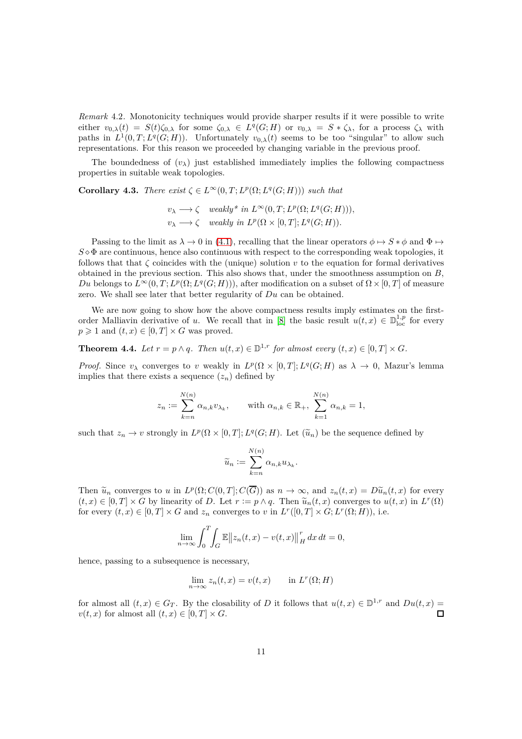*Remark* 4.2. Monotonicity techniques would provide sharper results if it were possible to write either $v_{0,\lambda}(t) = S(t)\zeta_{0,\lambda}$ for some $\zeta_{0,\lambda} \in L^q(G;H)$ or $v_{0,\lambda} = S * \zeta_\lambda$, for a process $\zeta_\lambda$ with paths in $L^1(0,T;L^q(G;H))$. Unfortunately $v_{0,\lambda}(t)$ seems to be too "singular" to allow such representations. For this reason we proceeded by changing variable in the previous proof.

The boundedness of $(v_\lambda)$ just established immediately implies the following compactness properties in suitable weak topologies.

**Corollary 4.3.** *There exist* $\zeta \in L^\infty(0,T;L^p(\Omega;L^q(G;H)))$ *such that*

$$
\begin{aligned}
v_\lambda &\longrightarrow \zeta \quad \text{weakly* in } L^\infty(0,T;L^p(\Omega;L^q(G;H))),\\
v_\lambda &\longrightarrow \zeta \quad \text{weakly in } L^p(\Omega\times[0,T];L^q(G;H)).
\end{aligned}
$$

Passing to the limit as $\lambda \to 0$ in (4.1), recalling that the linear operators $\phi \mapsto S * \phi$ and $\Phi \mapsto S \diamond \Phi$ are continuous, hence also continuous with respect to the corresponding weak topologies, it follows that that $\zeta$ coincides with the (unique) solution $v$ to the equation for formal derivatives obtained in the previous section. This also shows that, under the smoothness assumption on $B$, $Du$ belongs to $L^\infty(0,T;L^p(\Omega;L^q(G;H)))$, after modification on a subset of $\Omega\times[0,T]$ of measure zero. We shall see later that better regularity of $Du$ can be obtained.

We are now going to show how the above compactness results imply estimates on the first-order Malliavin derivative of $u$. We recall that in [8] the basic result $u(t,x) \in \mathbb{D}^{1,p}_{\mathrm{loc}}$ for every $p \geqslant 1$ and $(t,x) \in [0,T]\times G$ was proved.

**Theorem 4.4.** *Let* $r = p \wedge q$. *Then* $u(t,x) \in \mathbb{D}^{1,r}$ *for almost every* $(t,x) \in [0,T]\times G$.

*Proof.* Since $v_\lambda$ converges to $v$ weakly in $L^p(\Omega\times[0,T];L^q(G;H)$ as $\lambda \to 0$, Mazur's lemma implies that there exists a sequence $(z_n)$ defined by

$$
z_n := \sum_{k=n}^{N(n)} \alpha_{n,k} v_{\lambda_k}, \qquad \text{with } \alpha_{n,k} \in \mathbb{R}_+,\ \sum_{k=1}^{N(n)} \alpha_{n,k} = 1,
$$

such that $z_n \to v$ strongly in $L^p(\Omega\times[0,T];L^q(G;H)$. Let $(\widetilde{u}_n)$ be the sequence defined by

$$
\widetilde{u}_n := \sum_{k=n}^{N(n)} \alpha_{n,k} u_{\lambda_k}.
$$

Then $\widetilde{u}_n$ converges to $u$ in $L^p(\Omega;C(0,T];C(\overline{G}))$ as $n\to\infty$, and $z_n(t,x) = D\widetilde{u}_n(t,x)$ for every $(t,x) \in [0,T]\times G$ by linearity of $D$. Let $r := p\wedge q$. Then $\widetilde{u}_n(t,x)$ converges to $u(t,x)$ in $L^r(\Omega)$ for every $(t,x)\in[0,T]\times G$ and $z_n$ converges to $v$ in $L^r([0,T]\times G;L^r(\Omega;H))$, i.e.

$$
\lim_{n\to\infty} \int_0^T\!\!\int_G \mathbb{E}\big\|z_n(t,x) - v(t,x)\big\|_H^r\,dx\,dt = 0,
$$

hence, passing to a subsequence is necessary,

$$
\lim_{n\to\infty} z_n(t,x) = v(t,x) \qquad \text{in } L^r(\Omega;H)
$$

for almost all $(t,x)\in G_T$. By the closability of $D$ it follows that $u(t,x)\in\mathbb{D}^{1,r}$ and $Du(t,x) = v(t,x)$ for almost all $(t,x)\in[0,T]\times G$. □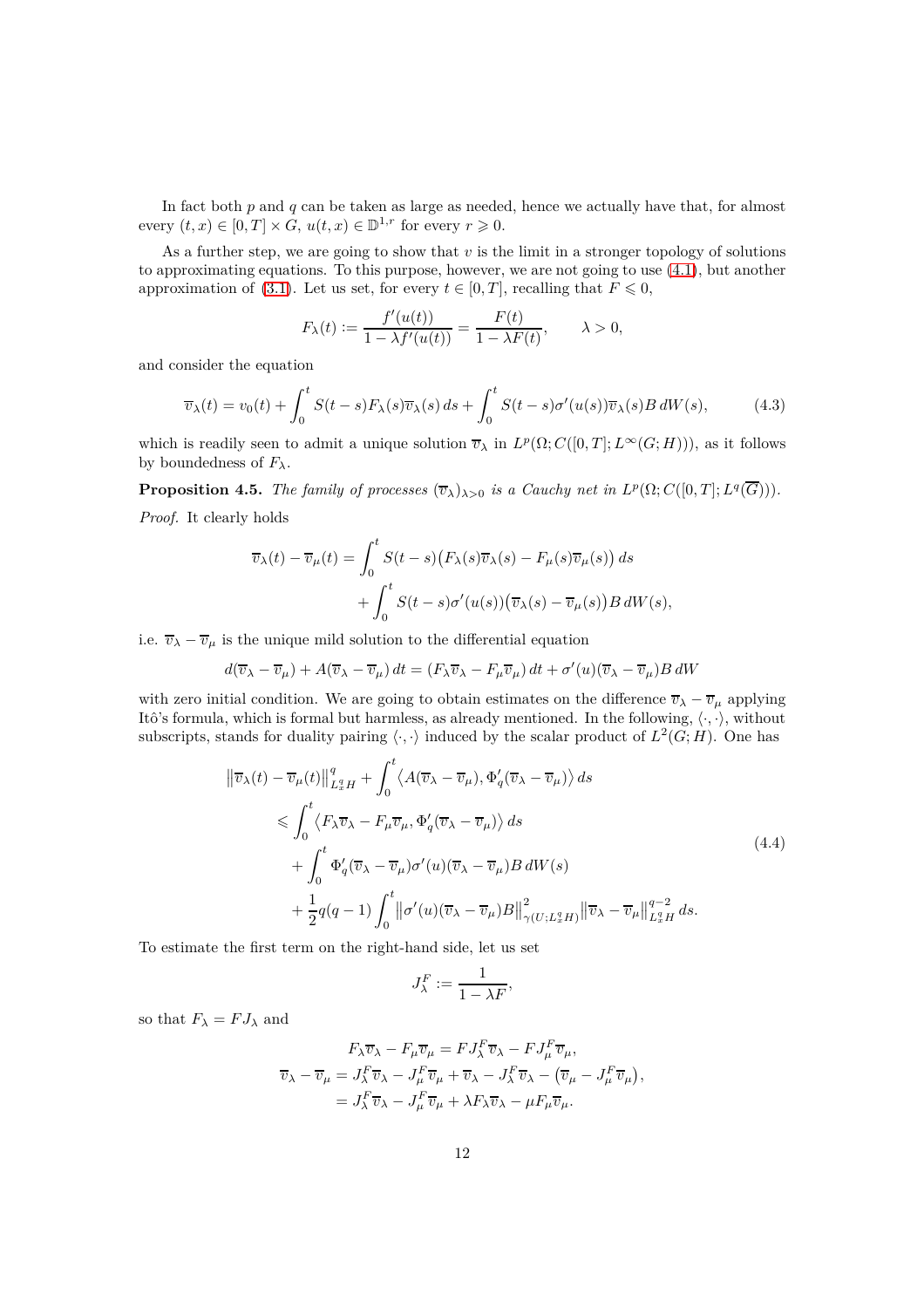In fact both $p$ and $q$ can be taken as large as needed, hence we actually have that, for almost every $(t,x) \in [0,T] \times G$, $u(t,x) \in \mathbb{D}^{1,r}$ for every $r \geqslant 0$.

As a further step, we are going to show that $v$ is the limit in a stronger topology of solutions to approximating equations. To this purpose, however, we are not going to use (4.1), but another approximation of (3.1). Let us set, for every $t \in [0,T]$, recalling that $F \leqslant 0$,

$$
F_\lambda(t) := \frac{f'(u(t))}{1 - \lambda f'(u(t))} = \frac{F(t)}{1 - \lambda F(t)}, \qquad \lambda > 0,
$$

and consider the equation

$$
\overline{v}_\lambda(t) = v_0(t) + \int_0^t S(t-s) F_\lambda(s) \overline{v}_\lambda(s)\, ds + \int_0^t S(t-s) \sigma'(u(s)) \overline{v}_\lambda(s) B\, dW(s), \tag{4.3}
$$

which is readily seen to admit a unique solution $\overline{v}_\lambda$ in $L^p(\Omega; C([0,T]; L^\infty(G;H)))$, as it follows by boundedness of $F_\lambda$.

**Proposition 4.5.** *The family of processes $(\overline{v}_\lambda)_{\lambda > 0}$ is a Cauchy net in $L^p(\Omega; C([0,T]; L^q(\overline{G})))$.*

*Proof.* It clearly holds

$$
\begin{aligned}
\overline{v}_\lambda(t) - \overline{v}_\mu(t) &= \int_0^t S(t-s)\big(F_\lambda(s)\overline{v}_\lambda(s) - F_\mu(s)\overline{v}_\mu(s)\big)\, ds \\
&\quad + \int_0^t S(t-s)\sigma'(u(s))\big(\overline{v}_\lambda(s) - \overline{v}_\mu(s)\big) B\, dW(s),
\end{aligned}
$$

i.e. $\overline{v}_\lambda - \overline{v}_\mu$ is the unique mild solution to the differential equation

$$
d(\overline{v}_\lambda - \overline{v}_\mu) + A(\overline{v}_\lambda - \overline{v}_\mu)\, dt = (F_\lambda \overline{v}_\lambda - F_\mu \overline{v}_\mu)\, dt + \sigma'(u)(\overline{v}_\lambda - \overline{v}_\mu) B\, dW
$$

with zero initial condition. We are going to obtain estimates on the difference $\overline{v}_\lambda - \overline{v}_\mu$ applying Itô's formula, which is formal but harmless, as already mentioned. In the following, $\langle \cdot, \cdot \rangle$, without subscripts, stands for duality pairing $\langle \cdot, \cdot \rangle$ induced by the scalar product of $L^2(G;H)$. One has

$$
\begin{aligned}
&\big\|\overline{v}_\lambda(t) - \overline{v}_\mu(t)\big\|^q_{L^q_x H} + \int_0^t \big\langle A(\overline{v}_\lambda - \overline{v}_\mu), \Phi'_q(\overline{v}_\lambda - \overline{v}_\mu)\big\rangle\, ds \\
&\quad \leqslant \int_0^t \big\langle F_\lambda \overline{v}_\lambda - F_\mu \overline{v}_\mu, \Phi'_q(\overline{v}_\lambda - \overline{v}_\mu)\big\rangle\, ds \\
&\qquad + \int_0^t \Phi'_q(\overline{v}_\lambda - \overline{v}_\mu)\sigma'(u)(\overline{v}_\lambda - \overline{v}_\mu) B\, dW(s) \\
&\qquad + \frac{1}{2} q(q-1) \int_0^t \big\|\sigma'(u)(\overline{v}_\lambda - \overline{v}_\mu) B\big\|^2_{\gamma(U; L^q_x H)} \big\|\overline{v}_\lambda - \overline{v}_\mu\big\|^{q-2}_{L^q_x H}\, ds.
\end{aligned} \tag{4.4}
$$

To estimate the first term on the right-hand side, let us set

$$
J^F_\lambda := \frac{1}{1 - \lambda F},
$$

so that $F_\lambda = F J_\lambda$ and

$$
\begin{aligned}
F_\lambda \overline{v}_\lambda - F_\mu \overline{v}_\mu &= F J^F_\lambda \overline{v}_\lambda - F J^F_\mu \overline{v}_\mu, \\
\overline{v}_\lambda - \overline{v}_\mu &= J^F_\lambda \overline{v}_\lambda - J^F_\mu \overline{v}_\mu + \overline{v}_\lambda - J^F_\lambda \overline{v}_\lambda - \big(\overline{v}_\mu - J^F_\mu \overline{v}_\mu\big), \\
&= J^F_\lambda \overline{v}_\lambda - J^F_\mu \overline{v}_\mu + \lambda F_\lambda \overline{v}_\lambda - \mu F_\mu \overline{v}_\mu.
\end{aligned}
$$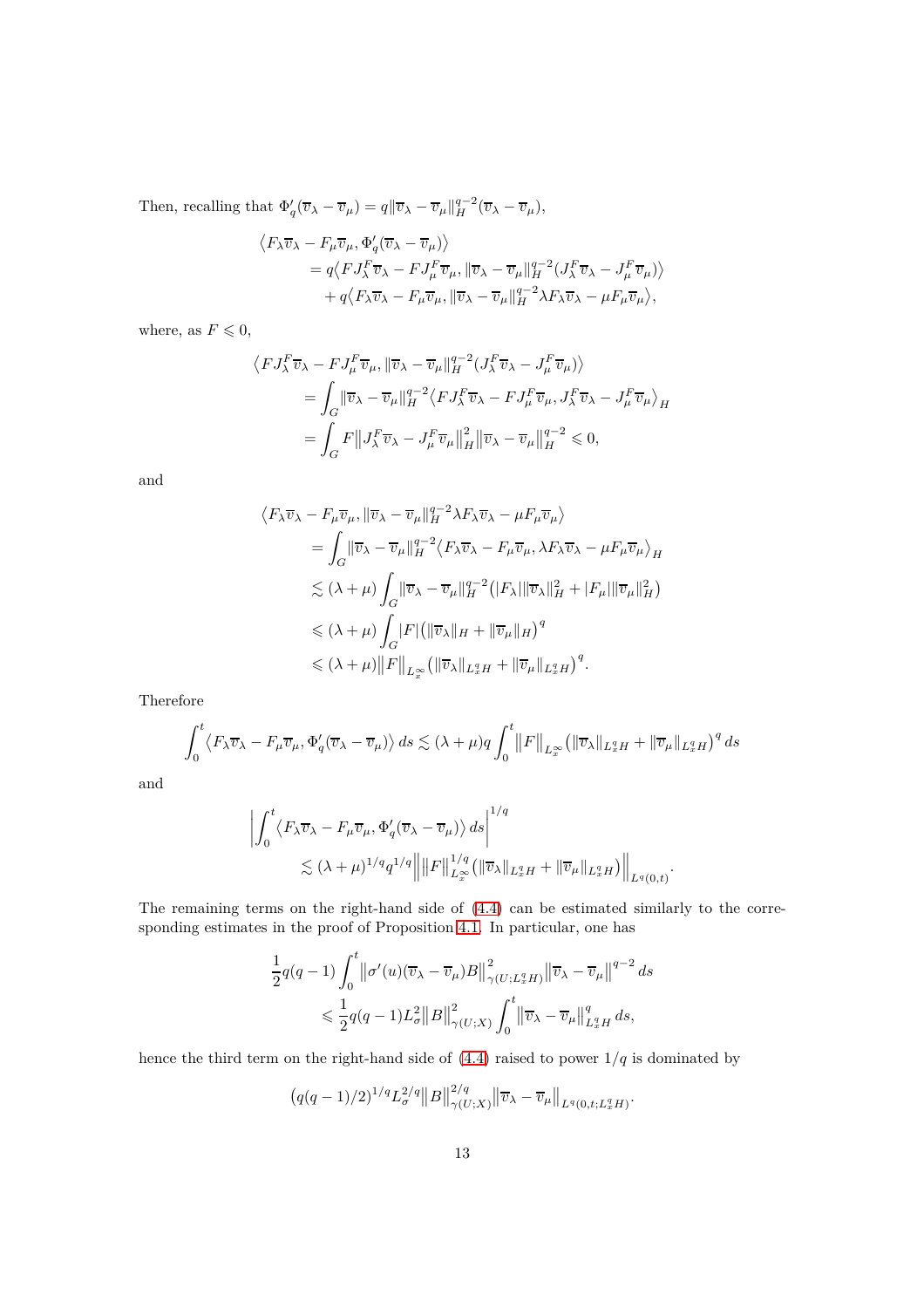Then, recalling that $\Phi_q'(\overline{v}_\lambda - \overline{v}_\mu) = q\|\overline{v}_\lambda - \overline{v}_\mu\|_H^{q-2}(\overline{v}_\lambda - \overline{v}_\mu)$,

$$
\begin{aligned}
&\big\langle F_\lambda \overline{v}_\lambda - F_\mu \overline{v}_\mu, \Phi_q'(\overline{v}_\lambda - \overline{v}_\mu)\big\rangle \\
&\qquad = q\big\langle FJ_\lambda^F \overline{v}_\lambda - FJ_\mu^F \overline{v}_\mu, \|\overline{v}_\lambda - \overline{v}_\mu\|_H^{q-2}(J_\lambda^F \overline{v}_\lambda - J_\mu^F \overline{v}_\mu)\big\rangle \\
&\qquad\quad + q\big\langle F_\lambda \overline{v}_\lambda - F_\mu \overline{v}_\mu, \|\overline{v}_\lambda - \overline{v}_\mu\|_H^{q-2}\lambda F_\lambda \overline{v}_\lambda - \mu F_\mu \overline{v}_\mu\big\rangle,
\end{aligned}
$$

where, as $F \leqslant 0$,

$$
\begin{aligned}
&\big\langle FJ_\lambda^F \overline{v}_\lambda - FJ_\mu^F \overline{v}_\mu, \|\overline{v}_\lambda - \overline{v}_\mu\|_H^{q-2}(J_\lambda^F \overline{v}_\lambda - J_\mu^F \overline{v}_\mu)\big\rangle \\
&\qquad = \int_G \|\overline{v}_\lambda - \overline{v}_\mu\|_H^{q-2}\big\langle FJ_\lambda^F \overline{v}_\lambda - FJ_\mu^F \overline{v}_\mu, J_\lambda^F \overline{v}_\lambda - J_\mu^F \overline{v}_\mu\big\rangle_H \\
&\qquad = \int_G F\big\|J_\lambda^F \overline{v}_\lambda - J_\mu^F \overline{v}_\mu\big\|_H^2 \big\|\overline{v}_\lambda - \overline{v}_\mu\big\|_H^{q-2} \leqslant 0,
\end{aligned}
$$

and

$$
\begin{aligned}
&\big\langle F_\lambda \overline{v}_\lambda - F_\mu \overline{v}_\mu, \|\overline{v}_\lambda - \overline{v}_\mu\|_H^{q-2}\lambda F_\lambda \overline{v}_\lambda - \mu F_\mu \overline{v}_\mu\big\rangle \\
&\qquad = \int_G \|\overline{v}_\lambda - \overline{v}_\mu\|_H^{q-2}\big\langle F_\lambda \overline{v}_\lambda - F_\mu \overline{v}_\mu, \lambda F_\lambda \overline{v}_\lambda - \mu F_\mu \overline{v}_\mu\big\rangle_H \\
&\qquad \lesssim (\lambda+\mu)\int_G \|\overline{v}_\lambda - \overline{v}_\mu\|_H^{q-2}\big(|F_\lambda|\|\overline{v}_\lambda\|_H^2 + |F_\mu|\|\overline{v}_\mu\|_H^2\big) \\
&\qquad \leqslant (\lambda+\mu)\int_G |F|\big(\|\overline{v}_\lambda\|_H + \|\overline{v}_\mu\|_H\big)^q \\
&\qquad \leqslant (\lambda+\mu)\big\|F\big\|_{L_x^\infty}\big(\|\overline{v}_\lambda\|_{L_x^q H} + \|\overline{v}_\mu\|_{L_x^q H}\big)^q.
\end{aligned}
$$

Therefore

$$
\int_0^t \big\langle F_\lambda \overline{v}_\lambda - F_\mu \overline{v}_\mu, \Phi_q'(\overline{v}_\lambda - \overline{v}_\mu)\big\rangle\,ds \lesssim (\lambda+\mu)q\int_0^t \big\|F\big\|_{L_x^\infty}\big(\|\overline{v}_\lambda\|_{L_x^q H} + \|\overline{v}_\mu\|_{L_x^q H}\big)^q\,ds
$$

and

$$
\begin{aligned}
&\left|\int_0^t \big\langle F_\lambda \overline{v}_\lambda - F_\mu \overline{v}_\mu, \Phi_q'(\overline{v}_\lambda - \overline{v}_\mu)\big\rangle\,ds\right|^{1/q} \\
&\qquad \lesssim (\lambda+\mu)^{1/q} q^{1/q}\Big\|\big\|F\big\|_{L_x^\infty}^{1/q}\big(\|\overline{v}_\lambda\|_{L_x^q H} + \|\overline{v}_\mu\|_{L_x^q H}\big)\Big\|_{L^q(0,t)}.
\end{aligned}
$$

The remaining terms on the right-hand side of (4.4) can be estimated similarly to the corresponding estimates in the proof of Proposition 4.1. In particular, one has

$$
\begin{aligned}
&\frac{1}{2}q(q-1)\int_0^t \big\|\sigma'(u)(\overline{v}_\lambda - \overline{v}_\mu)B\big\|_{\gamma(U;L_x^q H)}^2 \big\|\overline{v}_\lambda - \overline{v}_\mu\big\|^{q-2}\,ds \\
&\qquad \leqslant \frac{1}{2}q(q-1)L_\sigma^2\big\|B\big\|_{\gamma(U;X)}^2 \int_0^t \big\|\overline{v}_\lambda - \overline{v}_\mu\big\|_{L_x^q H}^q\,ds,
\end{aligned}
$$

hence the third term on the right-hand side of (4.4) raised to power $1/q$ is dominated by

$$
\big(q(q-1)/2\big)^{1/q} L_\sigma^{2/q}\big\|B\big\|_{\gamma(U;X)}^{2/q}\big\|\overline{v}_\lambda - \overline{v}_\mu\big\|_{L^q(0,t;L_x^q H)}.
$$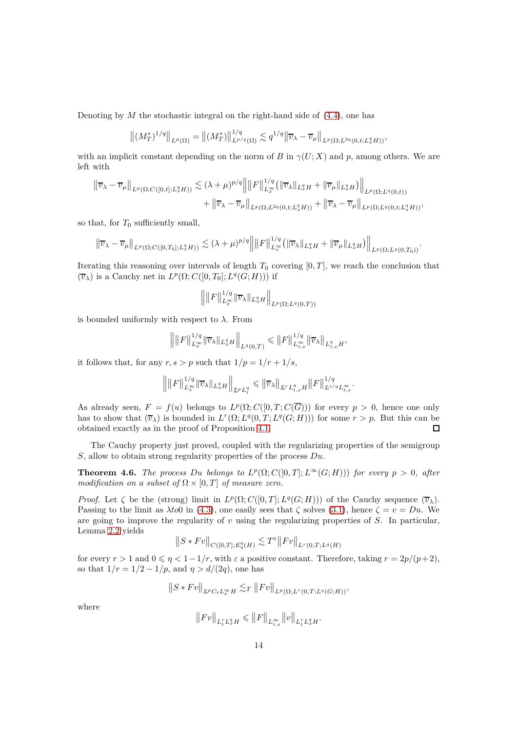Denoting by $M$ the stochastic integral on the right-hand side of (4.4), one has

$$\left\|(M_T^*)^{1/q}\right\|_{L^p(\Omega)} = \left\|(M_T^*)\right\|_{L^{p/q}(\Omega)}^{1/q} \lesssim q^{1/q}\left\|\overline{v}_\lambda - \overline{v}_\mu\right\|_{L^p(\Omega;L^{2q}(0,t;L_x^q H))},$$

with an implicit constant depending on the norm of $B$ in $\gamma(U;X)$ and $p$, among others. We are left with

$$\begin{aligned}\left\|\overline{v}_\lambda - \overline{v}_\mu\right\|_{L^p(\Omega;C([0,t];L_x^q H))} &\lesssim (\lambda+\mu)^{p/q}\left\|\left\|F\right\|_{L_x^\infty}^{1/q}\left(\left\|\overline{v}_\lambda\right\|_{L_x^q H} + \left\|\overline{v}_\mu\right\|_{L_x^q H}\right)\right\|_{L^p(\Omega;L^q(0,t))} \\ &\quad + \left\|\overline{v}_\lambda - \overline{v}_\mu\right\|_{L^p(\Omega;L^{2q}(0,t;L_x^q H))} + \left\|\overline{v}_\lambda - \overline{v}_\mu\right\|_{L^p(\Omega;L^q(0,t;L_x^q H))},\end{aligned}$$

so that, for $T_0$ sufficiently small,

$$\left\|\overline{v}_\lambda - \overline{v}_\mu\right\|_{L^p(\Omega;C([0,T_0];L_x^q H))} \lesssim (\lambda+\mu)^{p/q}\left\|\left\|F\right\|_{L_x^\infty}^{1/q}\left(\left\|\overline{v}_\lambda\right\|_{L_x^q H} + \left\|\overline{v}_\mu\right\|_{L_x^q H}\right)\right\|_{L^p(\Omega;L^q(0,T_0))}.$$

Iterating this reasoning over intervals of length $T_0$ covering $[0,T]$, we reach the conclusion that $(\overline{v}_\lambda)$ is a Cauchy net in $L^p(\Omega;C([0,T_0];L^q(G;H)))$ if

$$\left\|\left\|F\right\|_{L_x^\infty}^{1/q}\left\|\overline{v}_\lambda\right\|_{L_x^q H}\right\|_{L^p(\Omega;L^q(0,T))}$$

is bounded uniformly with respect to $\lambda$. From

$$\left\|\left\|F\right\|_{L_x^\infty}^{1/q}\left\|\overline{v}_\lambda\right\|_{L_x^q H}\right\|_{L^q(0,T)} \leqslant \left\|F\right\|_{L_{t,x}^\infty}^{1/q}\left\|\overline{v}_\lambda\right\|_{L_{t,x}^q H},$$

it follows that, for any $r,s > p$ such that $1/p = 1/r + 1/s$,

$$\left\|\left\|F\right\|_{L_x^\infty}^{1/q}\left\|\overline{v}_\lambda\right\|_{L_x^q H}\right\|_{\mathbb{L}^p L_t^q} \leqslant \left\|\overline{v}_\lambda\right\|_{\mathbb{L}^r L_{t,x}^q H}\left\|F\right\|_{\mathbb{L}^{s/q} L_{t,x}^\infty}^{1/q}.$$

As already seen, $F = f(u)$ belongs to $L^p(\Omega;C([0,T;C(\overline{G})))$ for every $p > 0$, hence one only has to show that $(\overline{v}_\lambda)$ is bounded in $L^r(\Omega;L^q(0,T;L^q(G;H)))$ for some $r > p$. But this can be obtained exactly as in the proof of Proposition 4.1. ◻

The Cauchy property just proved, coupled with the regularizing properties of the semigroup $S$, allow to obtain strong regularity properties of the process $Du$.

**Theorem 4.6.** *The process $Du$ belongs to $L^p(\Omega;C([0,T];L^\infty(G;H)))$ for every $p > 0$, after modification on a subset of $\Omega \times [0,T]$ of measure zero.*

*Proof.* Let $\zeta$ be the (strong) limit in $L^p(\Omega;C([0,T];L^q(G;H)))$ of the Cauchy sequence $(\overline{v}_\lambda)$. Passing to the limit as $\lambda to 0$ in (4.3), one easily sees that $\zeta$ solves (3.1), hence $\zeta = v = Du$. We are going to improve the regularity of $v$ using the regularizing properties of $S$. In particular, Lemma 2.2 yields

$$\left\|S * Fv\right\|_{C([0,T];E_\eta^q(H))} \lesssim T^\varepsilon\left\|Fv\right\|_{L^r(0,T;L^q(H))}$$

for every $r > 1$ and $0 \leqslant \eta < 1 - 1/r$, with $\varepsilon$ a positive constant. Therefore, taking $r = 2p/(p+2)$, so that $1/r = 1/2 - 1/p$, and $\eta > d/(2q)$, one has

$$\left\|S * Fv\right\|_{\mathbb{L}^p C_t L_x^\infty H} \lesssim_T \left\|Fv\right\|_{L^p(\Omega;L^r(0,T;L^q(G;H))},$$

where

$$\left\|Fv\right\|_{L_t^r L_x^q H} \leqslant \left\|F\right\|_{L_{t,x}^\infty}\left\|v\right\|_{L_t^r L_x^q H}.$$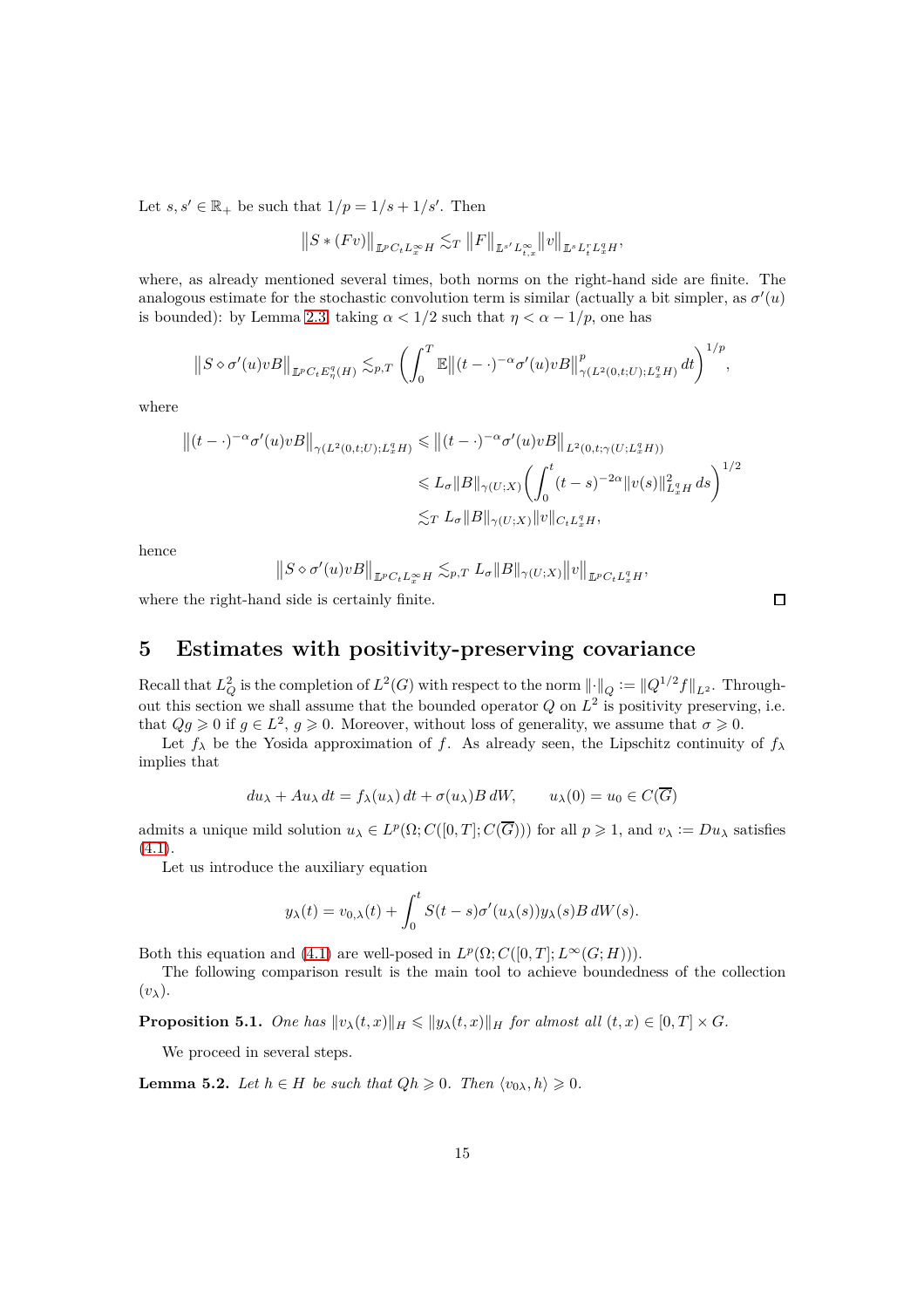Let $s, s' \in \mathbb{R}_+$ be such that $1/p = 1/s + 1/s'$. Then

$$\big\| S * (Fv) \big\|_{\mathbb{L}^p C_t L^\infty_x H} \lesssim_T \big\| F \big\|_{\mathbb{L}^{s'} L^\infty_{t,x}} \big\| v \big\|_{\mathbb{L}^s L^r_t L^q_x H},$$

where, as already mentioned several times, both norms on the right-hand side are finite. The analogous estimate for the stochastic convolution term is similar (actually a bit simpler, as $\sigma'(u)$ is bounded): by Lemma 2.3, taking $\alpha < 1/2$ such that $\eta < \alpha - 1/p$, one has

$$\big\| S \diamond \sigma'(u) v B \big\|_{\mathbb{L}^p C_t E^q_\eta(H)} \lesssim_{p,T} \bigg( \int_0^T \mathbb{E} \big\| (t-\cdot)^{-\alpha} \sigma'(u) v B \big\|^p_{\gamma(L^2(0,t;U); L^q_x H)} \, dt \bigg)^{1/p},$$

where

$$\begin{aligned}
\big\| (t-\cdot)^{-\alpha} \sigma'(u) v B \big\|_{\gamma(L^2(0,t;U); L^q_x H)} &\leqslant \big\| (t-\cdot)^{-\alpha} \sigma'(u) v B \big\|_{L^2(0,t;\gamma(U; L^q_x H))} \\
&\leqslant L_\sigma \| B \|_{\gamma(U;X)} \bigg( \int_0^t (t-s)^{-2\alpha} \| v(s) \|^2_{L^q_x H} \, ds \bigg)^{1/2} \\
&\lesssim_T L_\sigma \| B \|_{\gamma(U;X)} \| v \|_{C_t L^q_x H},
\end{aligned}$$

hence

$$\big\| S \diamond \sigma'(u) v B \big\|_{\mathbb{L}^p C_t L^\infty_x H} \lesssim_{p,T} L_\sigma \| B \|_{\gamma(U;X)} \big\| v \big\|_{\mathbb{L}^p C_t L^q_x H},$$

where the right-hand side is certainly finite. $\square$

## 5 Estimates with positivity-preserving covariance

Recall that $L^2_Q$ is the completion of $L^2(G)$ with respect to the norm $\|\cdot\|_Q := \|Q^{1/2} f\|_{L^2}$. Throughout this section we shall assume that the bounded operator $Q$ on $L^2$ is positivity preserving, i.e. that $Qg \geqslant 0$ if $g \in L^2$, $g \geqslant 0$. Moreover, without loss of generality, we assume that $\sigma \geqslant 0$.

Let $f_\lambda$ be the Yosida approximation of $f$. As already seen, the Lipschitz continuity of $f_\lambda$ implies that

$$du_\lambda + Au_\lambda \, dt = f_\lambda(u_\lambda) \, dt + \sigma(u_\lambda) B \, dW, \qquad u_\lambda(0) = u_0 \in C(\overline{G})$$

admits a unique mild solution $u_\lambda \in L^p(\Omega; C([0,T]; C(\overline{G})))$ for all $p \geqslant 1$, and $v_\lambda := Du_\lambda$ satisfies (4.1).

Let us introduce the auxiliary equation

$$y_\lambda(t) = v_{0,\lambda}(t) + \int_0^t S(t-s) \sigma'(u_\lambda(s)) y_\lambda(s) B \, dW(s).$$

Both this equation and (4.1) are well-posed in $L^p(\Omega; C([0,T]; L^\infty(G; H)))$.

The following comparison result is the main tool to achieve boundedness of the collection $(v_\lambda)$.

**Proposition 5.1.** *One has $\|v_\lambda(t,x)\|_H \leqslant \|y_\lambda(t,x)\|_H$ for almost all $(t,x) \in [0,T] \times G$.*

We proceed in several steps.

**Lemma 5.2.** *Let $h \in H$ be such that $Qh \geqslant 0$. Then $\langle v_{0\lambda}, h \rangle \geqslant 0$.*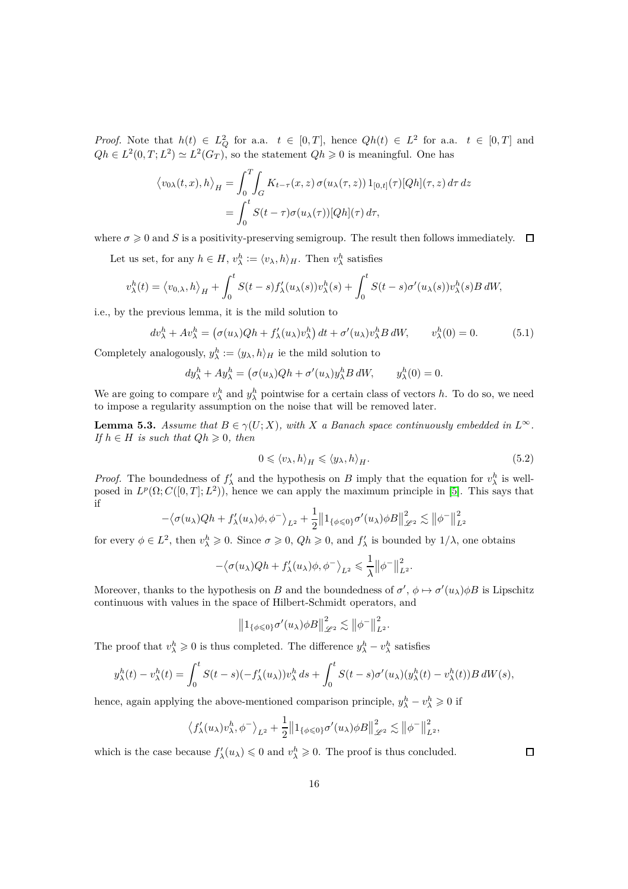*Proof.* Note that $h(t) \in L^2_Q$ for a.a. $t \in [0,T]$, hence $Qh(t) \in L^2$ for a.a. $t \in [0,T]$ and $Qh \in L^2(0,T;L^2) \simeq L^2(G_T)$, so the statement $Qh \geqslant 0$ is meaningful. One has

$$
\begin{aligned}
\left\langle v_{0\lambda}(t,x), h \right\rangle_H &= \int_0^T \int_G K_{t-\tau}(x,z)\, \sigma(u_\lambda(\tau,z))\, 1_{[0,t]}(\tau) [Qh](\tau,z)\, d\tau\, dz \\
&= \int_0^t S(t-\tau)\sigma(u_\lambda(\tau))[Qh](\tau)\, d\tau,
\end{aligned}
$$

where $\sigma \geqslant 0$ and $S$ is a positivity-preserving semigroup. The result then follows immediately. □

Let us set, for any $h \in H$, $v^h_\lambda := \langle v_\lambda, h \rangle_H$. Then $v^h_\lambda$ satisfies

$$
v^h_\lambda(t) = \left\langle v_{0,\lambda}, h \right\rangle_H + \int_0^t S(t-s) f'_\lambda(u_\lambda(s)) v^h_\lambda(s) + \int_0^t S(t-s)\sigma'(u_\lambda(s)) v^h_\lambda(s) B\, dW,
$$

i.e., by the previous lemma, it is the mild solution to

$$
dv^h_\lambda + Av^h_\lambda = \left(\sigma(u_\lambda)Qh + f'_\lambda(u_\lambda)v^h_\lambda\right) dt + \sigma'(u_\lambda) v^h_\lambda B\, dW, \qquad v^h_\lambda(0) = 0. \tag{5.1}
$$

Completely analogously, $y^h_\lambda := \langle y_\lambda, h \rangle_H$ ie the mild solution to

$$
dy^h_\lambda + Ay^h_\lambda = \left(\sigma(u_\lambda)Qh + \sigma'(u_\lambda) y^h_\lambda B\, dW, \qquad y^h_\lambda(0) = 0.
$$

We are going to compare $v^h_\lambda$ and $y^h_\lambda$ pointwise for a certain class of vectors $h$. To do so, we need to impose a regularity assumption on the noise that will be removed later.

**Lemma 5.3.** *Assume that $B \in \gamma(U;X)$, with $X$ a Banach space continuously embedded in $L^\infty$. If $h \in H$ is such that $Qh \geqslant 0$, then*

$$
0 \leqslant \langle v_\lambda, h \rangle_H \leqslant \langle y_\lambda, h \rangle_H. \tag{5.2}
$$

*Proof.* The boundedness of $f'_\lambda$ and the hypothesis on $B$ imply that the equation for $v^h_\lambda$ is well-posed in $L^p(\Omega; C([0,T];L^2))$, hence we can apply the maximum principle in [5]. This says that if

$$
-\left\langle \sigma(u_\lambda)Qh + f'_\lambda(u_\lambda)\phi, \phi^- \right\rangle_{L^2} + \frac{1}{2}\left\| 1_{\{\phi \leqslant 0\}} \sigma'(u_\lambda)\phi B \right\|^2_{\mathscr{L}^2} \lesssim \left\| \phi^- \right\|^2_{L^2}
$$

for every $\phi \in L^2$, then $v^h_\lambda \geqslant 0$. Since $\sigma \geqslant 0$, $Qh \geqslant 0$, and $f'_\lambda$ is bounded by $1/\lambda$, one obtains

$$
-\left\langle \sigma(u_\lambda)Qh + f'_\lambda(u_\lambda)\phi, \phi^- \right\rangle_{L^2} \leqslant \frac{1}{\lambda}\left\| \phi^- \right\|^2_{L^2}.
$$

Moreover, thanks to the hypothesis on $B$ and the boundedness of $\sigma'$, $\phi \mapsto \sigma'(u_\lambda)\phi B$ is Lipschitz continuous with values in the space of Hilbert-Schmidt operators, and

$$
\left\| 1_{\{\phi \leqslant 0\}} \sigma'(u_\lambda)\phi B \right\|^2_{\mathscr{L}^2} \lesssim \left\| \phi^- \right\|^2_{L^2}.
$$

The proof that $v^h_\lambda \geqslant 0$ is thus completed. The difference $y^h_\lambda - v^h_\lambda$ satisfies

$$
y^h_\lambda(t) - v^h_\lambda(t) = \int_0^t S(t-s)(-f'_\lambda(u_\lambda)) v^h_\lambda\, ds + \int_0^t S(t-s)\sigma'(u_\lambda)(y^h_\lambda(t) - v^h_\lambda(t)) B\, dW(s),
$$

hence, again applying the above-mentioned comparison principle, $y^h_\lambda - v^h_\lambda \geqslant 0$ if

$$
\left\langle f'_\lambda(u_\lambda) v^h_\lambda, \phi^- \right\rangle_{L^2} + \frac{1}{2}\left\| 1_{\{\phi \leqslant 0\}} \sigma'(u_\lambda)\phi B \right\|^2_{\mathscr{L}^2} \lesssim \left\| \phi^- \right\|^2_{L^2},
$$

which is the case because $f'_\lambda(u_\lambda) \leqslant 0$ and $v^h_\lambda \geqslant 0$. The proof is thus concluded. □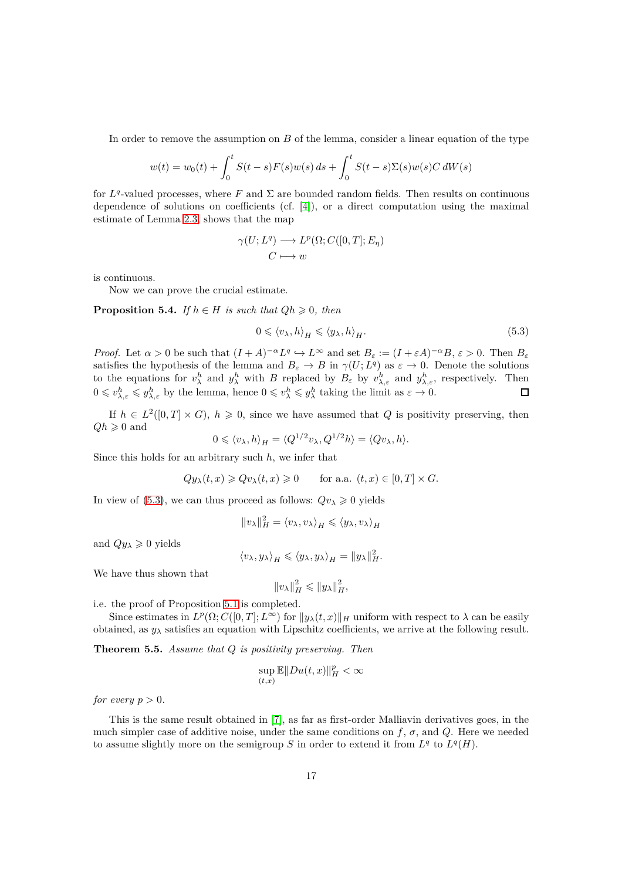In order to remove the assumption on $B$ of the lemma, consider a linear equation of the type

$$w(t) = w_0(t) + \int_0^t S(t-s)F(s)w(s)\,ds + \int_0^t S(t-s)\Sigma(s)w(s)C\,dW(s)$$

for $L^q$-valued processes, where $F$ and $\Sigma$ are bounded random fields. Then results on continuous dependence of solutions on coefficients (cf. [4]), or a direct computation using the maximal estimate of Lemma 2.3, shows that the map

$$\begin{aligned} \gamma(U;L^q) &\longrightarrow L^p(\Omega;C([0,T];E_\eta)) \\ C &\longmapsto w \end{aligned}$$

is continuous.

Now we can prove the crucial estimate.

**Proposition 5.4.** *If $h \in H$ is such that $Qh \geqslant 0$, then*

$$0 \leqslant \langle v_\lambda, h\rangle_H \leqslant \langle y_\lambda, h\rangle_H. \tag{5.3}$$

*Proof.* Let $\alpha > 0$ be such that $(I+A)^{-\alpha}L^q \hookrightarrow L^\infty$ and set $B_\varepsilon := (I+\varepsilon A)^{-\alpha}B$, $\varepsilon > 0$. Then $B_\varepsilon$ satisfies the hypothesis of the lemma and $B_\varepsilon \to B$ in $\gamma(U;L^q)$ as $\varepsilon \to 0$. Denote the solutions to the equations for $v^h_\lambda$ and $y^h_\lambda$ with $B$ replaced by $B_\varepsilon$ by $v^h_{\lambda,\varepsilon}$ and $y^h_{\lambda,\varepsilon}$, respectively. Then $0 \leqslant v^h_{\lambda,\varepsilon} \leqslant y^h_{\lambda,\varepsilon}$ by the lemma, hence $0 \leqslant v^h_\lambda \leqslant y^h_\lambda$ taking the limit as $\varepsilon \to 0$. ☐

If $h \in L^2([0,T]\times G)$, $h \geqslant 0$, since we have assumed that $Q$ is positivity preserving, then $Qh \geqslant 0$ and

$$0 \leqslant \langle v_\lambda, h\rangle_H = \langle Q^{1/2}v_\lambda, Q^{1/2}h\rangle = \langle Qv_\lambda, h\rangle.$$

Since this holds for an arbitrary such $h$, we infer that

$$Qy_\lambda(t,x) \geqslant Qv_\lambda(t,x) \geqslant 0 \qquad \text{for a.a. } (t,x) \in [0,T]\times G.$$

In view of (5.3), we can thus proceed as follows: $Qv_\lambda \geqslant 0$ yields

$$\|v_\lambda\|_H^2 = \langle v_\lambda, v_\lambda\rangle_H \leqslant \langle y_\lambda, v_\lambda\rangle_H$$

and $Qy_\lambda \geqslant 0$ yields

$$\langle v_\lambda, y_\lambda\rangle_H \leqslant \langle y_\lambda, y_\lambda\rangle_H = \|y_\lambda\|_H^2.$$

We have thus shown that

$$\|v_\lambda\|_H^2 \leqslant \|y_\lambda\|_H^2,$$

i.e. the proof of Proposition 5.1 is completed.

Since estimates in $L^p(\Omega;C([0,T];L^\infty)$ for $\|y_\lambda(t,x)\|_H$ uniform with respect to $\lambda$ can be easily obtained, as $y_\lambda$ satisfies an equation with Lipschitz coefficients, we arrive at the following result.

**Theorem 5.5.** *Assume that $Q$ is positivity preserving. Then*

$$\sup_{(t,x)} \mathbb{E}\|Du(t,x)\|_H^p < \infty$$

*for every $p > 0$.*

This is the same result obtained in [7], as far as first-order Malliavin derivatives goes, in the much simpler case of additive noise, under the same conditions on $f$, $\sigma$, and $Q$. Here we needed to assume slightly more on the semigroup $S$ in order to extend it from $L^q$ to $L^q(H)$.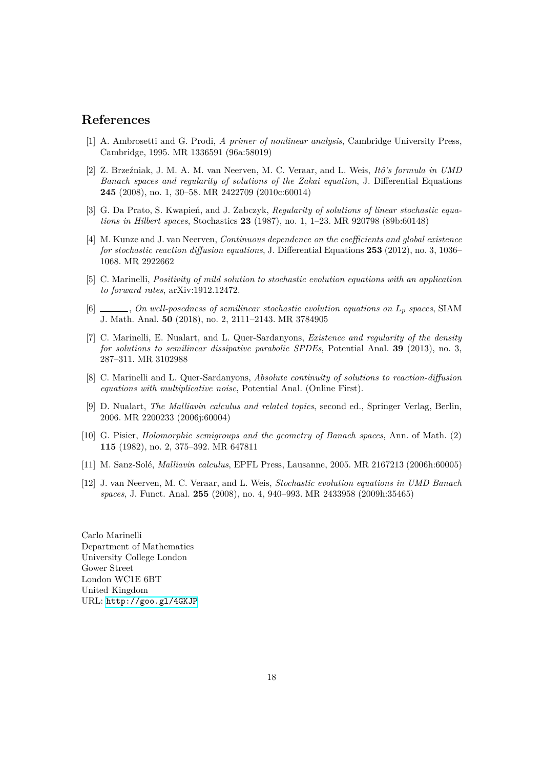## References

[1] A. Ambrosetti and G. Prodi, *A primer of nonlinear analysis*, Cambridge University Press, Cambridge, 1995. MR 1336591 (96a:58019)

[2] Z. Brzeźniak, J. M. A. M. van Neerven, M. C. Veraar, and L. Weis, *Itô's formula in UMD Banach spaces and regularity of solutions of the Zakai equation*, J. Differential Equations **245** (2008), no. 1, 30–58. MR 2422709 (2010c:60014)

[3] G. Da Prato, S. Kwapień, and J. Zabczyk, *Regularity of solutions of linear stochastic equations in Hilbert spaces*, Stochastics **23** (1987), no. 1, 1–23. MR 920798 (89b:60148)

[4] M. Kunze and J. van Neerven, *Continuous dependence on the coefficients and global existence for stochastic reaction diffusion equations*, J. Differential Equations **253** (2012), no. 3, 1036–1068. MR 2922662

[5] C. Marinelli, *Positivity of mild solution to stochastic evolution equations with an application to forward rates*, arXiv:1912.12472.

[6] ———, *On well-posedness of semilinear stochastic evolution equations on $L_p$ spaces*, SIAM J. Math. Anal. **50** (2018), no. 2, 2111–2143. MR 3784905

[7] C. Marinelli, E. Nualart, and L. Quer-Sardanyons, *Existence and regularity of the density for solutions to semilinear dissipative parabolic SPDEs*, Potential Anal. **39** (2013), no. 3, 287–311. MR 3102988

[8] C. Marinelli and L. Quer-Sardanyons, *Absolute continuity of solutions to reaction-diffusion equations with multiplicative noise*, Potential Anal. (Online First).

[9] D. Nualart, *The Malliavin calculus and related topics*, second ed., Springer Verlag, Berlin, 2006. MR 2200233 (2006j:60004)

[10] G. Pisier, *Holomorphic semigroups and the geometry of Banach spaces*, Ann. of Math. (2) **115** (1982), no. 2, 375–392. MR 647811

[11] M. Sanz-Solé, *Malliavin calculus*, EPFL Press, Lausanne, 2005. MR 2167213 (2006h:60005)

[12] J. van Neerven, M. C. Veraar, and L. Weis, *Stochastic evolution equations in UMD Banach spaces*, J. Funct. Anal. **255** (2008), no. 4, 940–993. MR 2433958 (2009h:35465)

Carlo Marinelli
Department of Mathematics
University College London
Gower Street
London WC1E 6BT
United Kingdom
URL: http://goo.gl/4GKJP